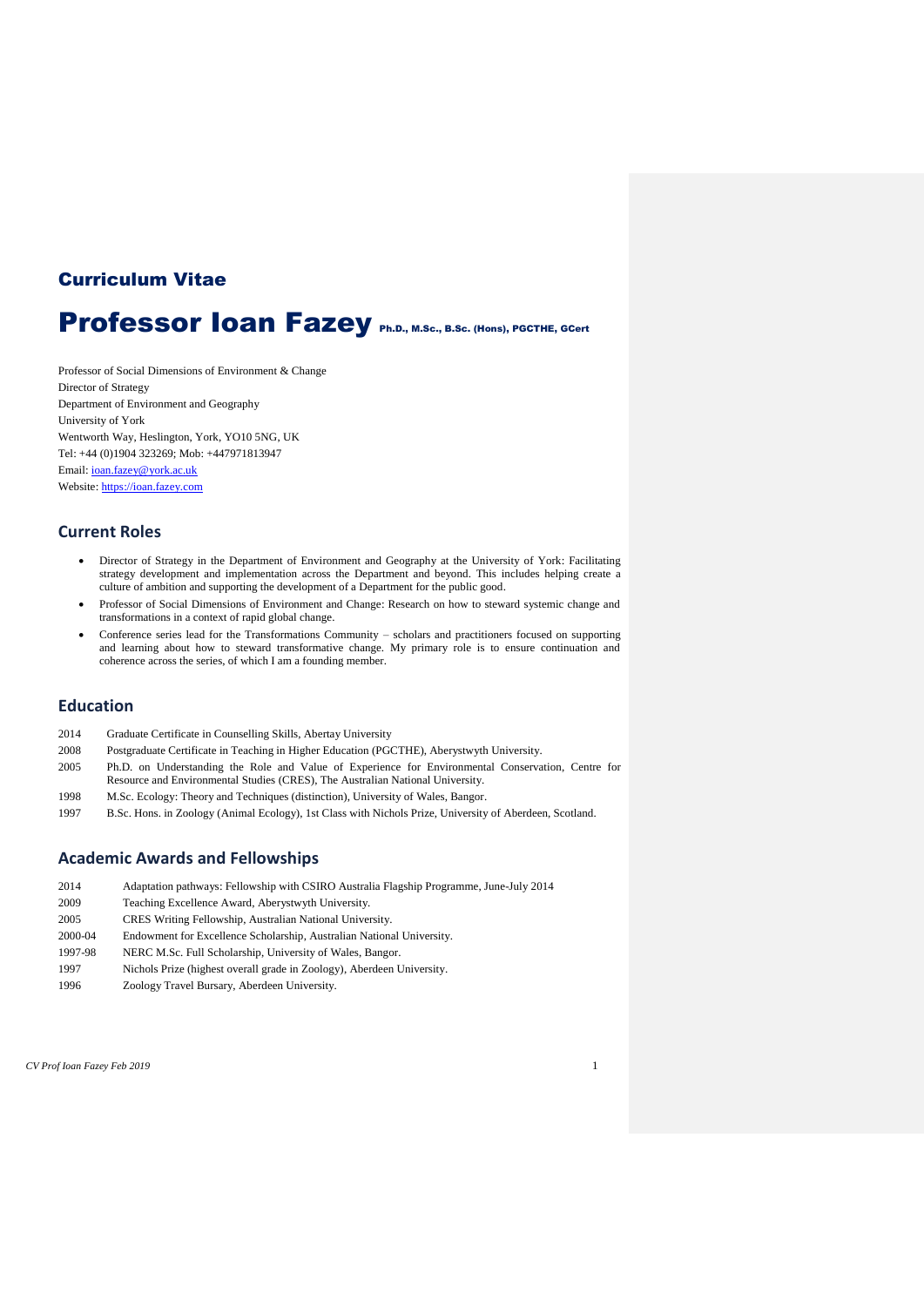## Curriculum Vitae

# Professor Ioan Fazey Ph.D., M.Sc., B.Sc. (Hons), PGCTHE, GCert

Professor of Social Dimensions of Environment & Change
Director of Strategy
Department of Environment and Geography
University of York
Wentworth Way, Heslington, York, YO10 5NG, UK
Tel: +44 (0)1904 323269; Mob: +447971813947
Email: ioan.fazey@york.ac.uk
Website: https://ioan.fazey.com

## Current Roles

- Director of Strategy in the Department of Environment and Geography at the University of York: Facilitating strategy development and implementation across the Department and beyond. This includes helping create a culture of ambition and supporting the development of a Department for the public good.
- Professor of Social Dimensions of Environment and Change: Research on how to steward systemic change and transformations in a context of rapid global change.
- Conference series lead for the Transformations Community – scholars and practitioners focused on supporting and learning about how to steward transformative change. My primary role is to ensure continuation and coherence across the series, of which I am a founding member.

## Education

| | |
|---|---|
| 2014 | Graduate Certificate in Counselling Skills, Abertay University |
| 2008 | Postgraduate Certificate in Teaching in Higher Education (PGCTHE), Aberystwyth University. |
| 2005 | Ph.D. on Understanding the Role and Value of Experience for Environmental Conservation, Centre for Resource and Environmental Studies (CRES), The Australian National University. |
| 1998 | M.Sc. Ecology: Theory and Techniques (distinction), University of Wales, Bangor. |
| 1997 | B.Sc. Hons. in Zoology (Animal Ecology), 1st Class with Nichols Prize, University of Aberdeen, Scotland. |

## Academic Awards and Fellowships

| | |
|---|---|
| 2014 | Adaptation pathways: Fellowship with CSIRO Australia Flagship Programme, June-July 2014 |
| 2009 | Teaching Excellence Award, Aberystwyth University. |
| 2005 | CRES Writing Fellowship, Australian National University. |
| 2000-04 | Endowment for Excellence Scholarship, Australian National University. |
| 1997-98 | NERC M.Sc. Full Scholarship, University of Wales, Bangor. |
| 1997 | Nichols Prize (highest overall grade in Zoology), Aberdeen University. |
| 1996 | Zoology Travel Bursary, Aberdeen University. |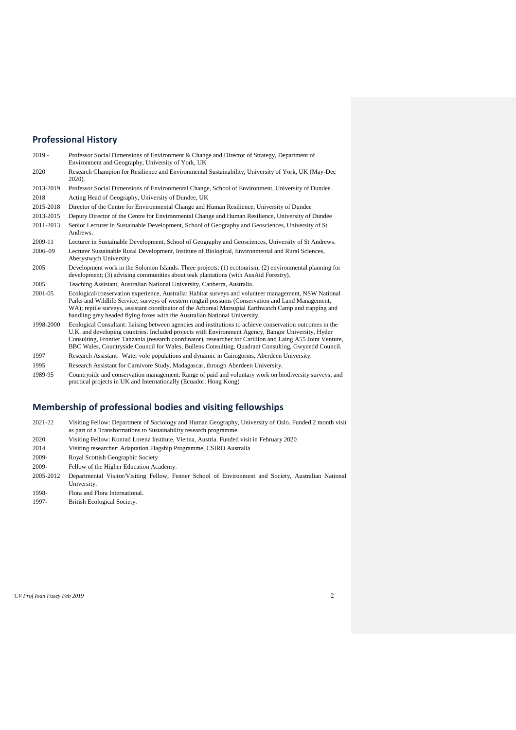## Professional History

| | |
|---|---|
| 2019 - | Professor Social Dimensions of Environment & Change and Director of Strategy, Department of Environment and Geography, University of York, UK |
| 2020 | Research Champion for Resilience and Environmental Sustainability, University of York, UK (May-Dec 2020). |
| 2013-2019 | Professor Social Dimensions of Environmental Change, School of Environment, University of Dundee. |
| 2018 | Acting Head of Geography, University of Dundee, UK |
| 2015-2018 | Director of the Centre for Environmental Change and Human Resilience, University of Dundee |
| 2013-2015 | Deputy Director of the Centre for Environmental Change and Human Resilience, University of Dundee |
| 2011-2013 | Senior Lecturer in Sustainable Development, School of Geography and Geosciences, University of St Andrews. |
| 2009-11 | Lecturer in Sustainable Development, School of Geography and Geosciences, University of St Andrews. |
| 2006–09 | Lecturer Sustainable Rural Development, Institute of Biological, Environmental and Rural Sciences, Aberystwyth University |
| 2005 | Development work in the Solomon Islands. Three projects: (1) ecotourism; (2) environmental planning for development; (3) advising communities about teak plantations (with AusAid Forestry). |
| 2005 | Teaching Assistant, Australian National University, Canberra, Australia. |
| 2001-05 | Ecological/conservation experience, Australia: Habitat surveys and volunteer management, NSW National Parks and Wildlife Service; surveys of western ringtail possums (Conservation and Land Management, WA); reptile surveys, assistant coordinator of the Arboreal Marsupial Earthwatch Camp and trapping and handling grey headed flying foxes with the Australian National University. |
| 1998-2000 | Ecological Consultant: liaising between agencies and institutions to achieve conservation outcomes in the U.K. and developing countries. Included projects with Environment Agency, Bangor University, Hyder Consulting, Frontier Tanzania (research coordinator), researcher for Carillion and Laing A55 Joint Venture, BBC Wales, Countryside Council for Wales, Bullens Consulting, Quadrant Consulting, Gwynedd Council. |
| 1997 | Research Assistant: Water vole populations and dynamic in Cairngorms, Aberdeen University. |
| 1995 | Research Assistant for Carnivore Study, Madagascar, through Aberdeen University. |
| 1989-95 | Countryside and conservation management: Range of paid and voluntary work on biodiversity surveys, and practical projects in UK and Internationally (Ecuador, Hong Kong) |

## Membership of professional bodies and visiting fellowships

| | |
|---|---|
| 2021-22 | Visiting Fellow: Department of Sociology and Human Geography, University of Oslo. Funded 2 month visit as part of a Transformations to Sustainability research programme. |
| 2020 | Visiting Fellow: Konrad Lorenz Institute, Vienna, Austria. Funded visit in February 2020 |
| 2014 | Visiting researcher: Adaptation Flagship Programme, CSIRO Australia |
| 2009- | Royal Scottish Geographic Society |
| 2009- | Fellow of the Higher Education Academy. |
| 2005-2012 | Departmental Visitor/Visiting Fellow, Fenner School of Environment and Society, Australian National University. |
| 1998- | Flora and Flora International. |
| 1997- | British Ecological Society. |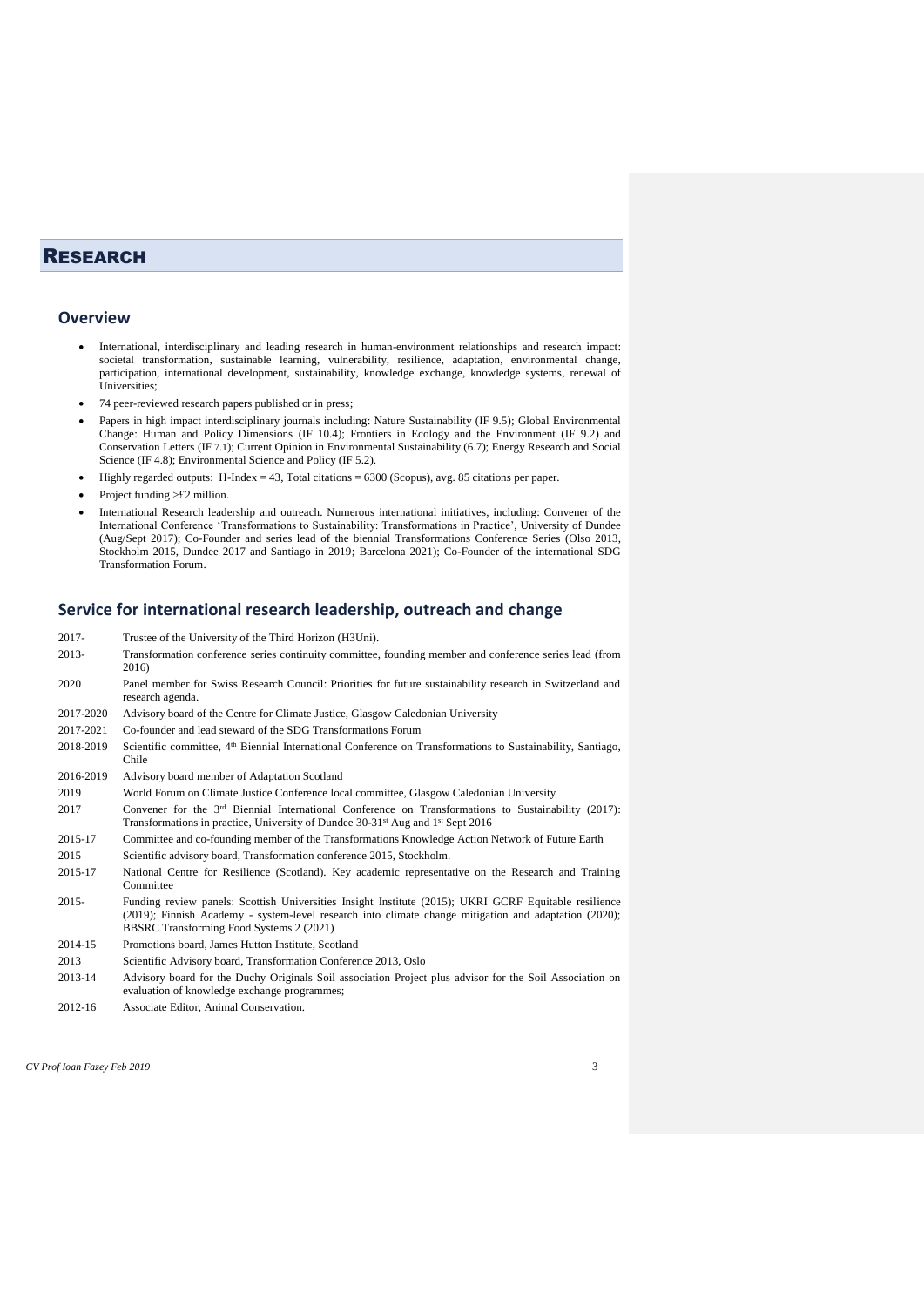# Research

## Overview

- International, interdisciplinary and leading research in human-environment relationships and research impact: societal transformation, sustainable learning, vulnerability, resilience, adaptation, environmental change, participation, international development, sustainability, knowledge exchange, knowledge systems, renewal of Universities;
- 74 peer-reviewed research papers published or in press;
- Papers in high impact interdisciplinary journals including: Nature Sustainability (IF 9.5); Global Environmental Change: Human and Policy Dimensions (IF 10.4); Frontiers in Ecology and the Environment (IF 9.2) and Conservation Letters (IF 7.1); Current Opinion in Environmental Sustainability (6.7); Energy Research and Social Science (IF 4.8); Environmental Science and Policy (IF 5.2).
- Highly regarded outputs: H-Index = 43, Total citations = 6300 (Scopus), avg. 85 citations per paper.
- Project funding >£2 million.
- International Research leadership and outreach. Numerous international initiatives, including: Convener of the International Conference 'Transformations to Sustainability: Transformations in Practice', University of Dundee (Aug/Sept 2017); Co-Founder and series lead of the biennial Transformations Conference Series (Olso 2013, Stockholm 2015, Dundee 2017 and Santiago in 2019; Barcelona 2021); Co-Founder of the international SDG Transformation Forum.

## Service for international research leadership, outreach and change

| | |
|---|---|
| 2017- | Trustee of the University of the Third Horizon (H3Uni). |
| 2013- | Transformation conference series continuity committee, founding member and conference series lead (from 2016) |
| 2020 | Panel member for Swiss Research Council: Priorities for future sustainability research in Switzerland and research agenda. |
| 2017-2020 | Advisory board of the Centre for Climate Justice, Glasgow Caledonian University |
| 2017-2021 | Co-founder and lead steward of the SDG Transformations Forum |
| 2018-2019 | Scientific committee, 4th Biennial International Conference on Transformations to Sustainability, Santiago, Chile |
| 2016-2019 | Advisory board member of Adaptation Scotland |
| 2019 | World Forum on Climate Justice Conference local committee, Glasgow Caledonian University |
| 2017 | Convener for the 3rd Biennial International Conference on Transformations to Sustainability (2017): Transformations in practice, University of Dundee 30-31st Aug and 1st Sept 2016 |
| 2015-17 | Committee and co-founding member of the Transformations Knowledge Action Network of Future Earth |
| 2015 | Scientific advisory board, Transformation conference 2015, Stockholm. |
| 2015-17 | National Centre for Resilience (Scotland). Key academic representative on the Research and Training Committee |
| 2015- | Funding review panels: Scottish Universities Insight Institute (2015); UKRI GCRF Equitable resilience (2019); Finnish Academy - system-level research into climate change mitigation and adaptation (2020); BBSRC Transforming Food Systems 2 (2021) |
| 2014-15 | Promotions board, James Hutton Institute, Scotland |
| 2013 | Scientific Advisory board, Transformation Conference 2013, Oslo |
| 2013-14 | Advisory board for the Duchy Originals Soil association Project plus advisor for the Soil Association on evaluation of knowledge exchange programmes; |
| 2012-16 | Associate Editor, Animal Conservation. |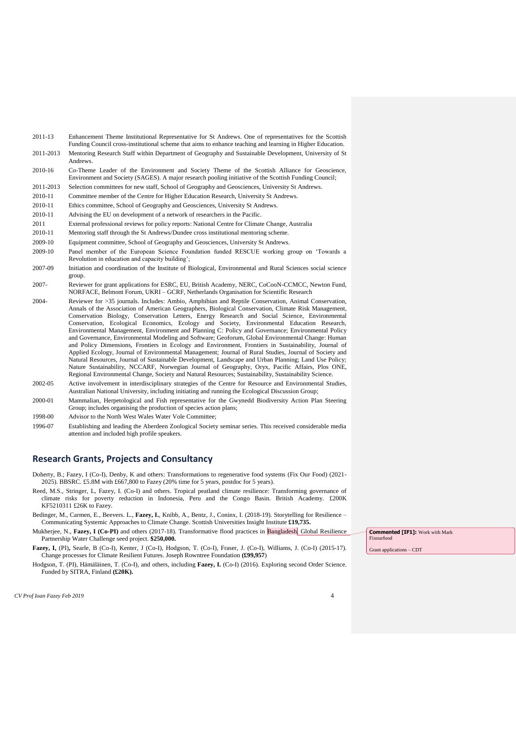| | |
|---|---|
| 2011-13 | Enhancement Theme Institutional Representative for St Andrews. One of representatives for the Scottish Funding Council cross-institutional scheme that aims to enhance teaching and learning in Higher Education. |
| 2011-2013 | Mentoring Research Staff within Department of Geography and Sustainable Development, University of St Andrews. |
| 2010-16 | Co-Theme Leader of the Environment and Society Theme of the Scottish Alliance for Geoscience, Environment and Society (SAGES). A major research pooling initiative of the Scottish Funding Council; |
| 2011-2013 | Selection committees for new staff, School of Geography and Geosciences, University St Andrews. |
| 2010-11 | Committee member of the Centre for Higher Education Research, University St Andrews. |
| 2010-11 | Ethics committee, School of Geography and Geosciences, University St Andrews. |
| 2010-11 | Advising the EU on development of a network of researchers in the Pacific. |
| 2011 | External professional reviews for policy reports: National Centre for Climate Change, Australia |
| 2010-11 | Mentoring staff through the St Andrews/Dundee cross institutional mentoring scheme. |
| 2009-10 | Equipment committee, School of Geography and Geosciences, University St Andrews. |
| 2009-10 | Panel member of the European Science Foundation funded RESCUE working group on 'Towards a Revolution in education and capacity building'; |
| 2007-09 | Initiation and coordination of the Institute of Biological, Environmental and Rural Sciences social science group. |
| 2007- | Reviewer for grant applications for ESRC, EU, British Academy, NERC, CoCooN-CCMCC, Newton Fund, NORFACE, Belmont Forum, UKRI – GCRF, Netherlands Organisation for Scientific Research |
| 2004- | Reviewer for >35 journals. Includes: Ambio, Amphibian and Reptile Conservation, Animal Conservation, Annals of the Association of American Geographers, Biological Conservation, Climate Risk Management, Conservation Biology, Conservation Letters, Energy Research and Social Science, Environmental Conservation, Ecological Economics, Ecology and Society, Environmental Education Research, Environmental Management, Environment and Planning C: Policy and Governance; Environmental Policy and Governance, Environmental Modeling and Software; Geoforum, Global Environmental Change: Human and Policy Dimensions, Frontiers in Ecology and Environment, Frontiers in Sustainability, Journal of Applied Ecology, Journal of Environmental Management; Journal of Rural Studies, Journal of Society and Natural Resources, Journal of Sustainable Development, Landscape and Urban Planning; Land Use Policy; Nature Sustainability, NCCARF, Norwegian Journal of Geography, Oryx, Pacific Affairs, Plos ONE, Regional Environmental Change, Society and Natural Resources; Sustainability, Sustainability Science. |
| 2002-05 | Active involvement in interdisciplinary strategies of the Centre for Resource and Environmental Studies, Australian National University, including initiating and running the Ecological Discussion Group; |
| 2000-01 | Mammalian, Herpetological and Fish representative for the Gwynedd Biodiversity Action Plan Steering Group; includes organising the production of species action plans; |
| 1998-00 | Advisor to the North West Wales Water Vole Committee; |
| 1996-07 | Establishing and leading the Aberdeen Zoological Society seminar series. This received considerable media attention and included high profile speakers. |

## Research Grants, Projects and Consultancy

Doherty, B.; Fazey, I (Co-I), Denby, K and others: Transformations to regenerative food systems (Fix Our Food) (2021-2025). BBSRC. £5.8M with £667,800 to Fazey (20% time for 5 years, postdoc for 5 years).

Reed, M.S., Stringer, L, Fazey, I. (Co-I) and others. Tropical peatland climate resilience: Transforming governance of climate risks for poverty reduction in Indonesia, Peru and the Congo Basin. British Academy. £200K KF5210311 £26K to Fazey.

Bedinger, M., Carmen, E., Beevers. L., **Fazey, I.**, Knibb, A., Bentz, J., Coninx, I. (2018-19). Storytelling for Resilience – Communicating Systemic Approaches to Climate Change. Scottish Universities Insight Institute **£19,735.**

Mukherjee, N., **Fazey, I (Co-PI)** and others (2017-18). Transformative flood practices in Bangladesh. Global Resilience Partnership Water Challenge seed project. **$250,000.**

**Commented [IF1]:** Work with Mark Fixourfood

Grant applications – CDT

**Fazey, I,** (PI)**,** Searle, B (Co-I), Kenter, J (Co-I), Hodgson, T. (Co-I), Fraser, J. (Co-I), Williams, J. (Co-I) (2015-17). Change processes for Climate Resilient Futures. Joseph Rowntree Foundation **(£99,957**)

Hodgson, T. (PI), Hämäläinen, T. (Co-I), and others, including **Fazey, I.** (Co-I) (2016). Exploring second Order Science. Funded by SITRA, Finland **(£20K).**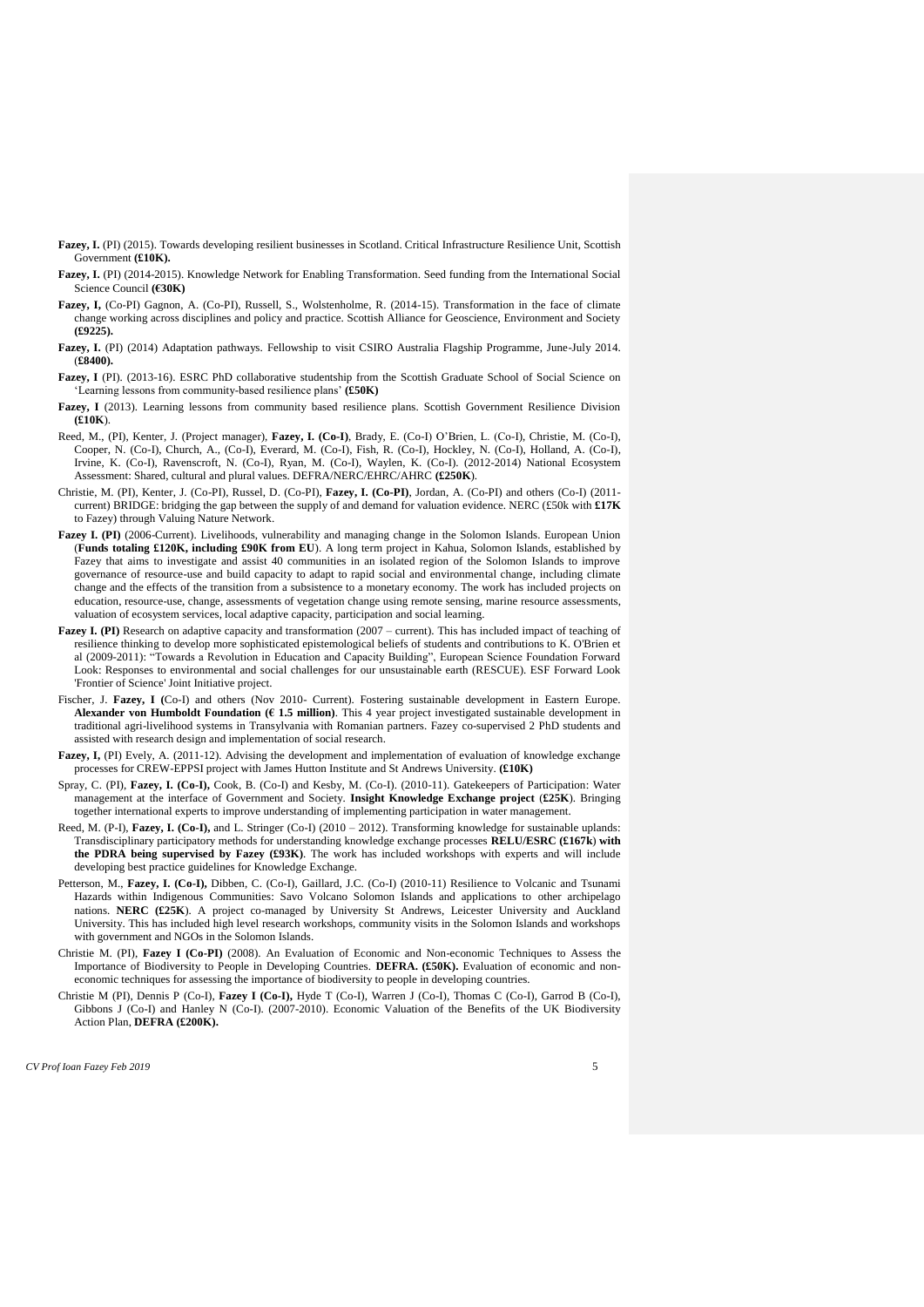**Fazey, I.** (PI) (2015). Towards developing resilient businesses in Scotland. Critical Infrastructure Resilience Unit, Scottish Government **(£10K).**

**Fazey, I.** (PI) (2014-2015). Knowledge Network for Enabling Transformation. Seed funding from the International Social Science Council **(€30K)**

**Fazey, I,** (Co-PI) Gagnon, A. (Co-PI), Russell, S., Wolstenholme, R. (2014-15). Transformation in the face of climate change working across disciplines and policy and practice. Scottish Alliance for Geoscience, Environment and Society **(£9225).**

**Fazey, I.** (PI) (2014) Adaptation pathways. Fellowship to visit CSIRO Australia Flagship Programme, June-July 2014. (**£8400).**

**Fazey, I** (PI). (2013-16). ESRC PhD collaborative studentship from the Scottish Graduate School of Social Science on 'Learning lessons from community-based resilience plans' **(£50K)**

**Fazey, I** (2013). Learning lessons from community based resilience plans. Scottish Government Resilience Division **(£10K**).

Reed, M., (PI), Kenter, J. (Project manager), **Fazey, I. (Co-I)**, Brady, E. (Co-I) O'Brien, L. (Co-I), Christie, M. (Co-I), Cooper, N. (Co-I), Church, A., (Co-I), Everard, M. (Co-I), Fish, R. (Co-I), Hockley, N. (Co-I), Holland, A. (Co-I), Irvine, K. (Co-I), Ravenscroft, N. (Co-I), Ryan, M. (Co-I), Waylen, K. (Co-I). (2012-2014) National Ecosystem Assessment: Shared, cultural and plural values. DEFRA/NERC/EHRC/AHRC **(£250K**).

Christie, M. (PI), Kenter, J. (Co-PI), Russel, D. (Co-PI), **Fazey, I. (Co-PI)**, Jordan, A. (Co-PI) and others (Co-I) (2011-current) BRIDGE: bridging the gap between the supply of and demand for valuation evidence. NERC (£50k with **£17K** to Fazey) through Valuing Nature Network.

**Fazey I. (PI)** (2006-Current). Livelihoods, vulnerability and managing change in the Solomon Islands. European Union (**Funds totaling £120K, including £90K from EU**). A long term project in Kahua, Solomon Islands, established by Fazey that aims to investigate and assist 40 communities in an isolated region of the Solomon Islands to improve governance of resource-use and build capacity to adapt to rapid social and environmental change, including climate change and the effects of the transition from a subsistence to a monetary economy. The work has included projects on education, resource-use, change, assessments of vegetation change using remote sensing, marine resource assessments, valuation of ecosystem services, local adaptive capacity, participation and social learning.

**Fazey I. (PI)** Research on adaptive capacity and transformation (2007 – current). This has included impact of teaching of resilience thinking to develop more sophisticated epistemological beliefs of students and contributions to K. O'Brien et al (2009-2011): "Towards a Revolution in Education and Capacity Building", European Science Foundation Forward Look: Responses to environmental and social challenges for our unsustainable earth (RESCUE). ESF Forward Look 'Frontier of Science' Joint Initiative project.

Fischer, J. **Fazey, I (**Co-I) and others (Nov 2010- Current). Fostering sustainable development in Eastern Europe. **Alexander von Humboldt Foundation (€ 1.5 million)**. This 4 year project investigated sustainable development in traditional agri-livelihood systems in Transylvania with Romanian partners. Fazey co-supervised 2 PhD students and assisted with research design and implementation of social research.

**Fazey, I,** (PI) Evely, A. (2011-12). Advising the development and implementation of evaluation of knowledge exchange processes for CREW-EPPSI project with James Hutton Institute and St Andrews University. **(£10K)**

Spray, C. (PI), **Fazey, I. (Co-I),** Cook, B. (Co-I) and Kesby, M. (Co-I). (2010-11). Gatekeepers of Participation: Water management at the interface of Government and Society. **Insight Knowledge Exchange project** (**£25K**). Bringing together international experts to improve understanding of implementing participation in water management.

Reed, M. (P-I), **Fazey, I. (Co-I),** and L. Stringer (Co-I) (2010 – 2012). Transforming knowledge for sustainable uplands: Transdisciplinary participatory methods for understanding knowledge exchange processes **RELU/ESRC (£167k**) **with the PDRA being supervised by Fazey (£93K)**. The work has included workshops with experts and will include developing best practice guidelines for Knowledge Exchange.

Petterson, M., **Fazey, I. (Co-I),** Dibben, C. (Co-I), Gaillard, J.C. (Co-I) (2010-11) Resilience to Volcanic and Tsunami Hazards within Indigenous Communities: Savo Volcano Solomon Islands and applications to other archipelago nations. **NERC (£25K**). A project co-managed by University St Andrews, Leicester University and Auckland University. This has included high level research workshops, community visits in the Solomon Islands and workshops with government and NGOs in the Solomon Islands.

Christie M. (PI), **Fazey I (Co-PI)** (2008). An Evaluation of Economic and Non-economic Techniques to Assess the Importance of Biodiversity to People in Developing Countries. **DEFRA. (£50K).** Evaluation of economic and non-economic techniques for assessing the importance of biodiversity to people in developing countries.

Christie M (PI), Dennis P (Co-I), **Fazey I (Co-I),** Hyde T (Co-I), Warren J (Co-I), Thomas C (Co-I), Garrod B (Co-I), Gibbons J (Co-I) and Hanley N (Co-I). (2007-2010). Economic Valuation of the Benefits of the UK Biodiversity Action Plan, **DEFRA (£200K).**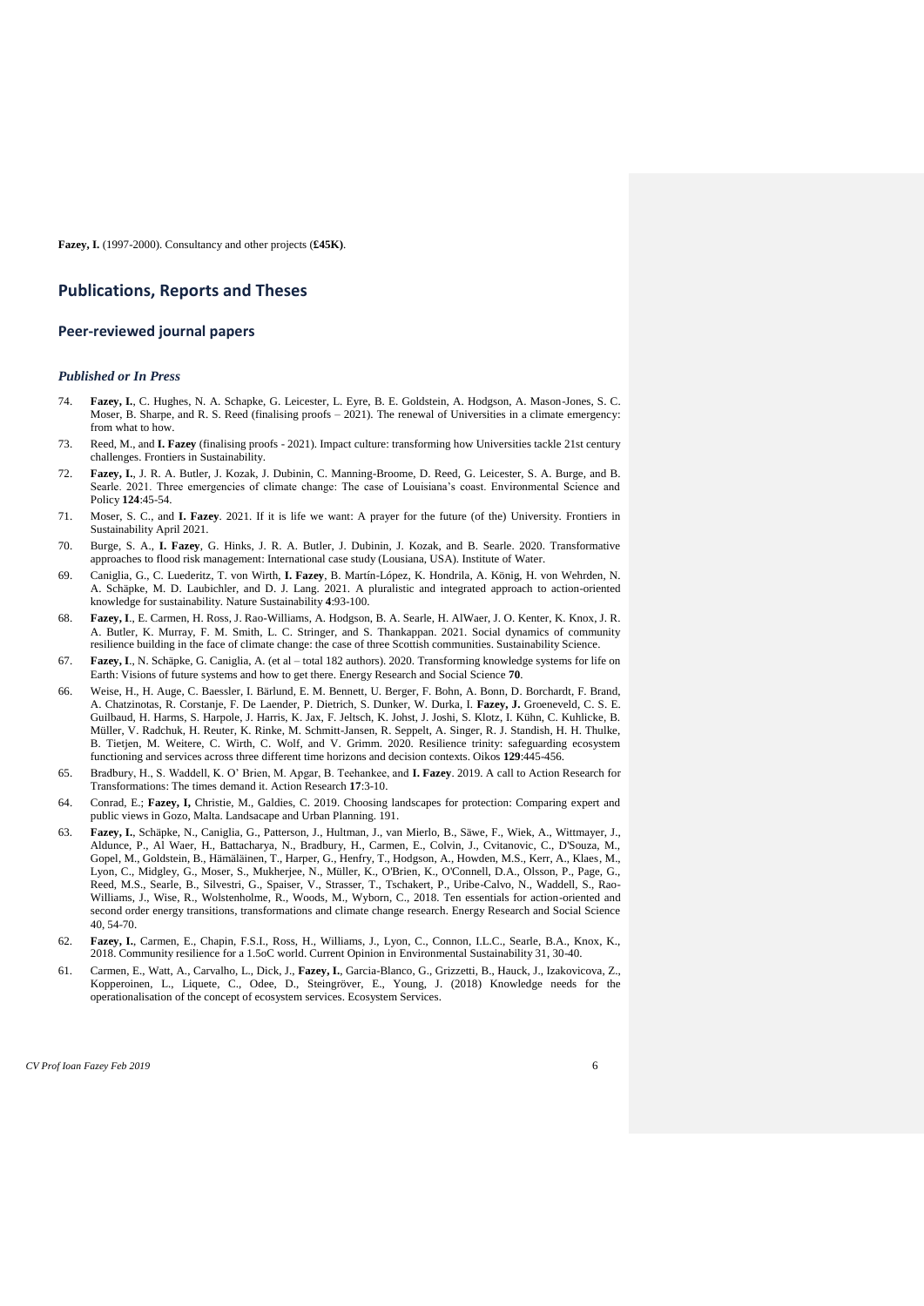**Fazey, I.** (1997-2000). Consultancy and other projects (**£45K)**.

## Publications, Reports and Theses

### Peer-reviewed journal papers

#### *Published or In Press*

74. **Fazey, I.**, C. Hughes, N. A. Schapke, G. Leicester, L. Eyre, B. E. Goldstein, A. Hodgson, A. Mason-Jones, S. C. Moser, B. Sharpe, and R. S. Reed (finalising proofs – 2021). The renewal of Universities in a climate emergency: from what to how.

73. Reed, M., and **I. Fazey** (finalising proofs - 2021). Impact culture: transforming how Universities tackle 21st century challenges. Frontiers in Sustainability.

72. **Fazey, I.**, J. R. A. Butler, J. Kozak, J. Dubinin, C. Manning-Broome, D. Reed, G. Leicester, S. A. Burge, and B. Searle. 2021. Three emergencies of climate change: The case of Louisiana's coast. Environmental Science and Policy **124**:45-54.

71. Moser, S. C., and **I. Fazey**. 2021. If it is life we want: A prayer for the future of (the) University. Frontiers in Sustainability April 2021.

70. Burge, S. A., **I. Fazey**, G. Hinks, J. R. A. Butler, J. Kozak, and B. Searle. 2020. Transformative approaches to flood risk management: International case study (Lousiana, USA). Institute of Water.

69. Caniglia, G., C. Luederitz, T. von Wirth, **I. Fazey**, B. Martín-López, K. Hondrila, A. König, H. von Wehrden, N. A. Schäpke, M. D. Laubichler, and D. J. Lang. 2021. A pluralistic and integrated approach to action-oriented knowledge for sustainability. Nature Sustainability **4**:93-100.

68. **Fazey, I**., E. Carmen, H. Ross, J. Rao-Williams, A. Hodgson, B. A. Searle, H. AlWaer, J. O. Kenter, K. Knox, J. R. A. Butler, K. Murray, F. M. Smith, L. C. Stringer, and S. Thankappan. 2021. Social dynamics of community resilience building in the face of climate change: the case of three Scottish communities. Sustainability Science.

67. **Fazey, I**., N. Schäpke, G. Caniglia, A. (et al – total 182 authors). 2020. Transforming knowledge systems for life on Earth: Visions of future systems and how to get there. Energy Research and Social Science **70**.

66. Weise, H., H. Auge, C. Baessler, I. Bärlund, E. M. Bennett, U. Berger, F. Bohn, A. Bonn, D. Borchardt, F. Brand, A. Chatzinotas, R. Corstanje, F. De Laender, P. Dietrich, S. Dunker, W. Durka, I. **Fazey, J.** Groeneveld, C. S. E. Guilbaud, H. Harms, S. Harpole, J. Harris, K. Jax, F. Jeltsch, K. Johst, J. Joshi, S. Klotz, I. Kühn, C. Kuhlicke, B. Müller, V. Radchuk, H. Reuter, K. Rinke, M. Schmitt-Jansen, R. Seppelt, A. Singer, R. J. Standish, H. H. Thulke, B. Tietjen, M. Weitere, C. Wirth, C. Wolf, and V. Grimm. 2020. Resilience trinity: safeguarding ecosystem functioning and services across three different time horizons and decision contexts. Oikos **129**:445-456.

65. Bradbury, H., S. Waddell, K. O' Brien, M. Apgar, B. Teehankee, and **I. Fazey**. 2019. A call to Action Research for Transformations: The times demand it. Action Research **17**:3-10.

64. Conrad, E.; **Fazey, I,** Christie, M., Galdies, C. 2019. Choosing landscapes for protection: Comparing expert and public views in Gozo, Malta. Landsacape and Urban Planning. 191.

63. **Fazey, I.**, Schäpke, N., Caniglia, G., Patterson, J., Hultman, J., van Mierlo, B., Säwe, F., Wiek, A., Wittmayer, J., Aldunce, P., Al Waer, H., Battacharya, N., Bradbury, H., Carmen, E., Colvin, J., Cvitanovic, C., D'Souza, M., Gopel, M., Goldstein, B., Hämäläinen, T., Harper, G., Henfry, T., Hodgson, A., Howden, M.S., Kerr, A., Klaes, M., Lyon, C., Midgley, G., Moser, S., Mukherjee, N., Müller, K., O'Brien, K., O'Connell, D.A., Olsson, P., Page, G., Reed, M.S., Searle, B., Silvestri, G., Spaiser, V., Strasser, T., Tschakert, P., Uribe-Calvo, N., Waddell, S., Rao-Williams, J., Wise, R., Wolstenholme, R., Woods, M., Wyborn, C., 2018. Ten essentials for action-oriented and second order energy transitions, transformations and climate change research. Energy Research and Social Science 40, 54-70.

62. **Fazey, I.**, Carmen, E., Chapin, F.S.I., Ross, H., Williams, J., Lyon, C., Connon, I.L.C., Searle, B.A., Knox, K., 2018. Community resilience for a 1.5oC world. Current Opinion in Environmental Sustainability 31, 30-40.

61. Carmen, E., Watt, A., Carvalho, L., Dick, J., **Fazey, I.**, Garcia-Blanco, G., Grizzetti, B., Hauck, J., Izakovicova, Z., Kopperoinen, L., Liquete, C., Odee, D., Steingröver, E., Young, J. (2018) Knowledge needs for the operationalisation of the concept of ecosystem services. Ecosystem Services.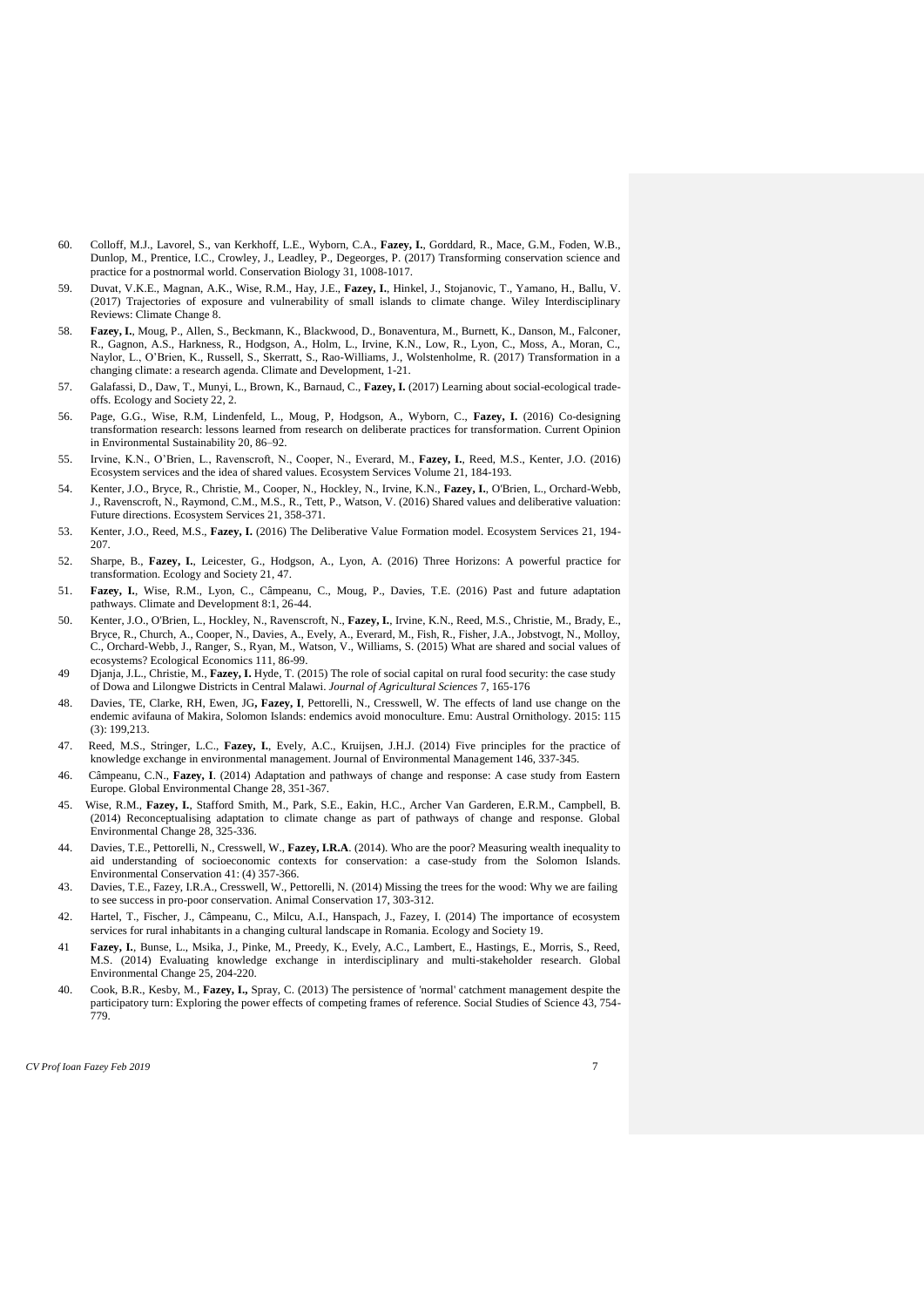60. Colloff, M.J., Lavorel, S., van Kerkhoff, L.E., Wyborn, C.A., **Fazey, I.**, Gorddard, R., Mace, G.M., Foden, W.B., Dunlop, M., Prentice, I.C., Crowley, J., Leadley, P., Degeorges, P. (2017) Transforming conservation science and practice for a postnormal world. Conservation Biology 31, 1008-1017.

59. Duvat, V.K.E., Magnan, A.K., Wise, R.M., Hay, J.E., **Fazey, I.**, Hinkel, J., Stojanovic, T., Yamano, H., Ballu, V. (2017) Trajectories of exposure and vulnerability of small islands to climate change. Wiley Interdisciplinary Reviews: Climate Change 8.

58. **Fazey, I.**, Moug, P., Allen, S., Beckmann, K., Blackwood, D., Bonaventura, M., Burnett, K., Danson, M., Falconer, R., Gagnon, A.S., Harkness, R., Hodgson, A., Holm, L., Irvine, K.N., Low, R., Lyon, C., Moss, A., Moran, C., Naylor, L., O'Brien, K., Russell, S., Skerratt, S., Rao-Williams, J., Wolstenholme, R. (2017) Transformation in a changing climate: a research agenda. Climate and Development, 1-21.

57. Galafassi, D., Daw, T., Munyi, L., Brown, K., Barnaud, C., **Fazey, I.** (2017) Learning about social-ecological trade-offs. Ecology and Society 22, 2.

56. Page, G.G., Wise, R.M, Lindenfeld, L., Moug, P, Hodgson, A., Wyborn, C., **Fazey, I.** (2016) Co-designing transformation research: lessons learned from research on deliberate practices for transformation. Current Opinion in Environmental Sustainability 20, 86–92.

55. Irvine, K.N., O'Brien, L., Ravenscroft, N., Cooper, N., Everard, M., **Fazey, I.**, Reed, M.S., Kenter, J.O. (2016) Ecosystem services and the idea of shared values. Ecosystem Services Volume 21, 184-193.

54. Kenter, J.O., Bryce, R., Christie, M., Cooper, N., Hockley, N., Irvine, K.N., **Fazey, I.**, O'Brien, L., Orchard-Webb, J., Ravenscroft, N., Raymond, C.M., M.S., R., Tett, P., Watson, V. (2016) Shared values and deliberative valuation: Future directions. Ecosystem Services 21, 358-371.

53. Kenter, J.O., Reed, M.S., **Fazey, I.** (2016) The Deliberative Value Formation model. Ecosystem Services 21, 194-207.

52. Sharpe, B., **Fazey, I.**, Leicester, G., Hodgson, A., Lyon, A. (2016) Three Horizons: A powerful practice for transformation. Ecology and Society 21, 47.

51. **Fazey, I.**, Wise, R.M., Lyon, C., Câmpeanu, C., Moug, P., Davies, T.E. (2016) Past and future adaptation pathways. Climate and Development 8:1, 26-44.

50. Kenter, J.O., O'Brien, L., Hockley, N., Ravenscroft, N., **Fazey, I.**, Irvine, K.N., Reed, M.S., Christie, M., Brady, E., Bryce, R., Church, A., Cooper, N., Davies, A., Evely, A., Everard, M., Fish, R., Fisher, J.A., Jobstvogt, N., Molloy, C., Orchard-Webb, J., Ranger, S., Ryan, M., Watson, V., Williams, S. (2015) What are shared and social values of ecosystems? Ecological Economics 111, 86-99.

49 Djanja, J.L., Christie, M., **Fazey, I.** Hyde, T. (2015) The role of social capital on rural food security: the case study of Dowa and Lilongwe Districts in Central Malawi. *Journal of Agricultural Sciences* 7, 165-176

48. Davies, TE, Clarke, RH, Ewen, JG**, Fazey, I**, Pettorelli, N., Cresswell, W. The effects of land use change on the endemic avifauna of Makira, Solomon Islands: endemics avoid monoculture. Emu: Austral Ornithology. 2015: 115 (3): 199,213.

47. Reed, M.S., Stringer, L.C., **Fazey, I.**, Evely, A.C., Kruijsen, J.H.J. (2014) Five principles for the practice of knowledge exchange in environmental management. Journal of Environmental Management 146, 337-345.

46. Câmpeanu, C.N., **Fazey, I**. (2014) Adaptation and pathways of change and response: A case study from Eastern Europe. Global Environmental Change 28, 351-367.

45. Wise, R.M., **Fazey, I.**, Stafford Smith, M., Park, S.E., Eakin, H.C., Archer Van Garderen, E.R.M., Campbell, B. (2014) Reconceptualising adaptation to climate change as part of pathways of change and response. Global Environmental Change 28, 325-336.

44. Davies, T.E., Pettorelli, N., Cresswell, W., **Fazey, I.R.A**. (2014). Who are the poor? Measuring wealth inequality to aid understanding of socioeconomic contexts for conservation: a case-study from the Solomon Islands. Environmental Conservation 41: (4) 357-366.

43. Davies, T.E., Fazey, I.R.A., Cresswell, W., Pettorelli, N. (2014) Missing the trees for the wood: Why we are failing to see success in pro-poor conservation. Animal Conservation 17, 303-312.

42. Hartel, T., Fischer, J., Câmpeanu, C., Milcu, A.I., Hanspach, J., Fazey, I. (2014) The importance of ecosystem services for rural inhabitants in a changing cultural landscape in Romania. Ecology and Society 19.

41 **Fazey, I.**, Bunse, L., Msika, J., Pinke, M., Preedy, K., Evely, A.C., Lambert, E., Hastings, E., Morris, S., Reed, M.S. (2014) Evaluating knowledge exchange in interdisciplinary and multi-stakeholder research. Global Environmental Change 25, 204-220.

40. Cook, B.R., Kesby, M., **Fazey, I.,** Spray, C. (2013) The persistence of 'normal' catchment management despite the participatory turn: Exploring the power effects of competing frames of reference. Social Studies of Science 43, 754-779.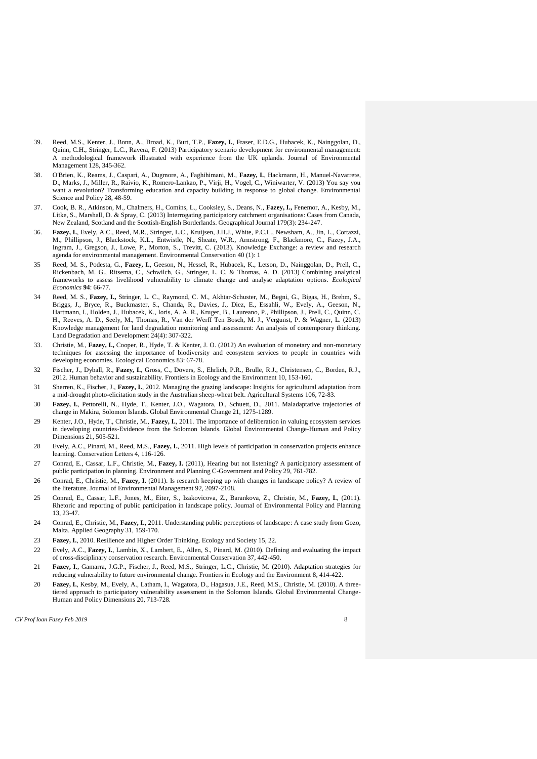39. Reed, M.S., Kenter, J., Bonn, A., Broad, K., Burt, T.P., **Fazey, I.**, Fraser, E.D.G., Hubacek, K., Nainggolan, D., Quinn, C.H., Stringer, L.C., Ravera, F. (2013) Participatory scenario development for environmental management: A methodological framework illustrated with experience from the UK uplands. Journal of Environmental Management 128, 345-362.

38. O'Brien, K., Reams, J., Caspari, A., Dugmore, A., Faghihimani, M., **Fazey, I.**, Hackmann, H., Manuel-Navarrete, D., Marks, J., Miller, R., Raivio, K., Romero-Lankao, P., Virji, H., Vogel, C., Winiwarter, V. (2013) You say you want a revolution? Transforming education and capacity building in response to global change. Environmental Science and Policy 28, 48-59.

37. Cook, B. R., Atkinson, M., Chalmers, H., Comins, L., Cooksley, S., Deans, N., **Fazey, I.,** Fenemor, A., Kesby, M., Litke, S., Marshall, D. & Spray, C. (2013) Interrogating participatory catchment organisations: Cases from Canada, New Zealand, Scotland and the Scottish-English Borderlands. Geographical Journal 179(3): 234-247.

36. **Fazey, I.**, Evely, A.C., Reed, M.R., Stringer, L.C., Kruijsen, J.H.J., White, P.C.L., Newsham, A., Jin, L., Cortazzi, M., Phillipson, J., Blackstock, K.L., Entwistle, N., Sheate, W.R., Armstrong, F., Blackmore, C., Fazey, J.A., Ingram, J., Gregson, J., Lowe, P., Morton, S., Trevitt, C. (2013). Knowledge Exchange: a review and research agenda for environmental management. Environmental Conservation 40 (1): 1

35 Reed, M. S., Podesta, G., **Fazey, I.**, Geeson, N., Hessel, R., Hubacek, K., Letson, D., Nainggolan, D., Prell, C., Rickenbach, M. G., Ritsema, C., Schwilch, G., Stringer, L. C. & Thomas, A. D. (2013) Combining analytical frameworks to assess livelihood vulnerability to climate change and analyse adaptation options. *Ecological Economics* **94**: 66-77.

34 Reed, M. S., **Fazey, I.,** Stringer, L. C., Raymond, C. M., Akhtar-Schuster, M., Begni, G., Bigas, H., Brehm, S., Briggs, J., Bryce, R., Buckmaster, S., Chanda, R., Davies, J., Diez, E., Essahli, W., Evely, A., Geeson, N., Hartmann, I., Holden, J., Hubacek, K., Ioris, A. A. R., Kruger, B., Laureano, P., Phillipson, J., Prell, C., Quinn, C. H., Reeves, A. D., Seely, M., Thomas, R., Van der Werff Ten Bosch, M. J., Vergunst, P. & Wagner, L. (2013) Knowledge management for land degradation monitoring and assessment: An analysis of contemporary thinking. Land Degradation and Development 24(4): 307-322.

33. Christie, M., **Fazey, I.,** Cooper, R., Hyde, T. & Kenter, J. O. (2012) An evaluation of monetary and non-monetary techniques for assessing the importance of biodiversity and ecosystem services to people in countries with developing economies. Ecological Economics 83: 67-78.

32 Fischer, J., Dyball, R., **Fazey, I.**, Gross, C., Dovers, S., Ehrlich, P.R., Brulle, R.J., Christensen, C., Borden, R.J., 2012. Human behavior and sustainability. Frontiers in Ecology and the Environment 10, 153-160.

31 Sherren, K., Fischer, J., **Fazey, I.**, 2012. Managing the grazing landscape: Insights for agricultural adaptation from a mid-drought photo-elicitation study in the Australian sheep-wheat belt. Agricultural Systems 106, 72-83.

30 **Fazey, I.**, Pettorelli, N., Hyde, T., Kenter, J.O., Wagatora, D., Schuett, D., 2011. Maladaptative trajectories of change in Makira, Solomon Islands. Global Environmental Change 21, 1275-1289.

29 Kenter, J.O., Hyde, T., Christie, M., **Fazey, I.**, 2011. The importance of deliberation in valuing ecosystem services in developing countries-Evidence from the Solomon Islands. Global Environmental Change-Human and Policy Dimensions 21, 505-521.

28 Evely, A.C., Pinard, M., Reed, M.S., **Fazey, I.**, 2011. High levels of participation in conservation projects enhance learning. Conservation Letters 4, 116-126.

27 Conrad, E., Cassar, L.F., Christie, M., **Fazey, I.** (2011), Hearing but not listening? A participatory assessment of public participation in planning. Environment and Planning C-Government and Policy 29, 761-782.

26 Conrad, E., Christie, M., **Fazey, I.** (2011). Is research keeping up with changes in landscape policy? A review of the literature. Journal of Environmental Management 92, 2097-2108.

25 Conrad, E., Cassar, L.F., Jones, M., Eiter, S., Izakovicova, Z., Barankova, Z., Christie, M., **Fazey, I.**, (2011). Rhetoric and reporting of public participation in landscape policy. Journal of Environmental Policy and Planning 13, 23-47.

24 Conrad, E., Christie, M., **Fazey, I.**, 2011. Understanding public perceptions of landscape: A case study from Gozo, Malta. Applied Geography 31, 159-170.

23 **Fazey, I.**, 2010. Resilience and Higher Order Thinking. Ecology and Society 15, 22.

22 Evely, A.C., **Fazey, I.**, Lambin, X., Lambert, E., Allen, S., Pinard, M. (2010). Defining and evaluating the impact of cross-disciplinary conservation research. Environmental Conservation 37, 442-450.

21 **Fazey, I.**, Gamarra, J.G.P., Fischer, J., Reed, M.S., Stringer, L.C., Christie, M. (2010). Adaptation strategies for reducing vulnerability to future environmental change. Frontiers in Ecology and the Environment 8, 414-422.

20 **Fazey, I.**, Kesby, M., Evely, A., Latham, I., Wagatora, D., Hagasua, J.E., Reed, M.S., Christie, M. (2010). A three-tiered approach to participatory vulnerability assessment in the Solomon Islands. Global Environmental Change-Human and Policy Dimensions 20, 713-728.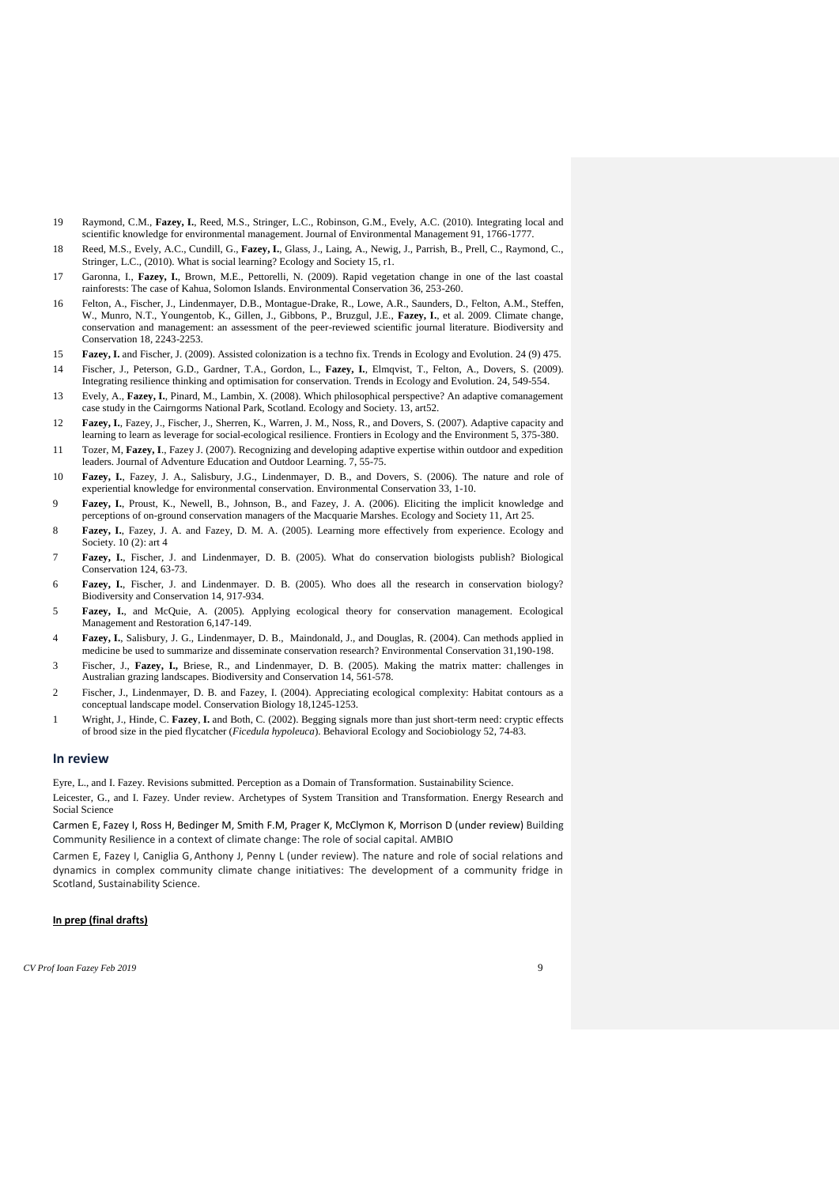19 Raymond, C.M., **Fazey, I.**, Reed, M.S., Stringer, L.C., Robinson, G.M., Evely, A.C. (2010). Integrating local and scientific knowledge for environmental management. Journal of Environmental Management 91, 1766-1777.

18 Reed, M.S., Evely, A.C., Cundill, G., **Fazey, I.**, Glass, J., Laing, A., Newig, J., Parrish, B., Prell, C., Raymond, C., Stringer, L.C., (2010). What is social learning? Ecology and Society 15, r1.

17 Garonna, I., **Fazey, I.**, Brown, M.E., Pettorelli, N. (2009). Rapid vegetation change in one of the last coastal rainforests: The case of Kahua, Solomon Islands. Environmental Conservation 36, 253-260.

16 Felton, A., Fischer, J., Lindenmayer, D.B., Montague-Drake, R., Lowe, A.R., Saunders, D., Felton, A.M., Steffen, W., Munro, N.T., Youngentob, K., Gillen, J., Gibbons, P., Bruzgul, J.E., **Fazey, I.**, et al. 2009. Climate change, conservation and management: an assessment of the peer-reviewed scientific journal literature. Biodiversity and Conservation 18, 2243-2253.

15 **Fazey, I.** and Fischer, J. (2009). Assisted colonization is a techno fix. Trends in Ecology and Evolution. 24 (9) 475.

14 Fischer, J., Peterson, G.D., Gardner, T.A., Gordon, L., **Fazey, I.**, Elmqvist, T., Felton, A., Dovers, S. (2009). Integrating resilience thinking and optimisation for conservation. Trends in Ecology and Evolution. 24, 549-554.

13 Evely, A., **Fazey, I.**, Pinard, M., Lambin, X. (2008). Which philosophical perspective? An adaptive comanagement case study in the Cairngorms National Park, Scotland. Ecology and Society. 13, art52.

12 **Fazey, I.**, Fazey, J., Fischer, J., Sherren, K., Warren, J. M., Noss, R., and Dovers, S. (2007). Adaptive capacity and learning to learn as leverage for social-ecological resilience. Frontiers in Ecology and the Environment 5, 375-380.

11 Tozer, M, **Fazey, I**., Fazey J. (2007). Recognizing and developing adaptive expertise within outdoor and expedition leaders. Journal of Adventure Education and Outdoor Learning. 7, 55-75.

10 **Fazey, I.**, Fazey, J. A., Salisbury, J.G., Lindenmayer, D. B., and Dovers, S. (2006). The nature and role of experiential knowledge for environmental conservation. Environmental Conservation 33, 1-10.

9 **Fazey, I.**, Proust, K., Newell, B., Johnson, B., and Fazey, J. A. (2006). Eliciting the implicit knowledge and perceptions of on-ground conservation managers of the Macquarie Marshes. Ecology and Society 11, Art 25.

8 **Fazey, I.**, Fazey, J. A. and Fazey, D. M. A. (2005). Learning more effectively from experience. Ecology and Society. 10 (2): art 4

7 **Fazey, I.**, Fischer, J. and Lindenmayer, D. B. (2005). What do conservation biologists publish? Biological Conservation 124, 63-73.

6 **Fazey, I.**, Fischer, J. and Lindenmayer. D. B. (2005). Who does all the research in conservation biology? Biodiversity and Conservation 14, 917-934.

5 **Fazey, I.**, and McQuie, A. (2005). Applying ecological theory for conservation management. Ecological Management and Restoration 6,147-149.

4 **Fazey, I.**, Salisbury, J. G., Lindenmayer, D. B., Maindonald, J., and Douglas, R. (2004). Can methods applied in medicine be used to summarize and disseminate conservation research? Environmental Conservation 31,190-198.

3 Fischer, J., **Fazey, I.,** Briese, R., and Lindenmayer, D. B. (2005). Making the matrix matter: challenges in Australian grazing landscapes. Biodiversity and Conservation 14, 561-578.

2 Fischer, J., Lindenmayer, D. B. and Fazey, I. (2004). Appreciating ecological complexity: Habitat contours as a conceptual landscape model. Conservation Biology 18,1245-1253.

1 Wright, J., Hinde, C. **Fazey**, **I.** and Both, C. (2002). Begging signals more than just short-term need: cryptic effects of brood size in the pied flycatcher (*Ficedula hypoleuca*). Behavioral Ecology and Sociobiology 52, 74-83.

## In review

Eyre, L., and I. Fazey. Revisions submitted. Perception as a Domain of Transformation. Sustainability Science.

Leicester, G., and I. Fazey. Under review. Archetypes of System Transition and Transformation. Energy Research and Social Science

Carmen E, Fazey I, Ross H, Bedinger M, Smith F.M, Prager K, McClymon K, Morrison D (under review) Building Community Resilience in a context of climate change: The role of social capital. AMBIO

Carmen E, Fazey I, Caniglia G, Anthony J, Penny L (under review). The nature and role of social relations and dynamics in complex community climate change initiatives: The development of a community fridge in Scotland, Sustainability Science.

**In prep (final drafts)**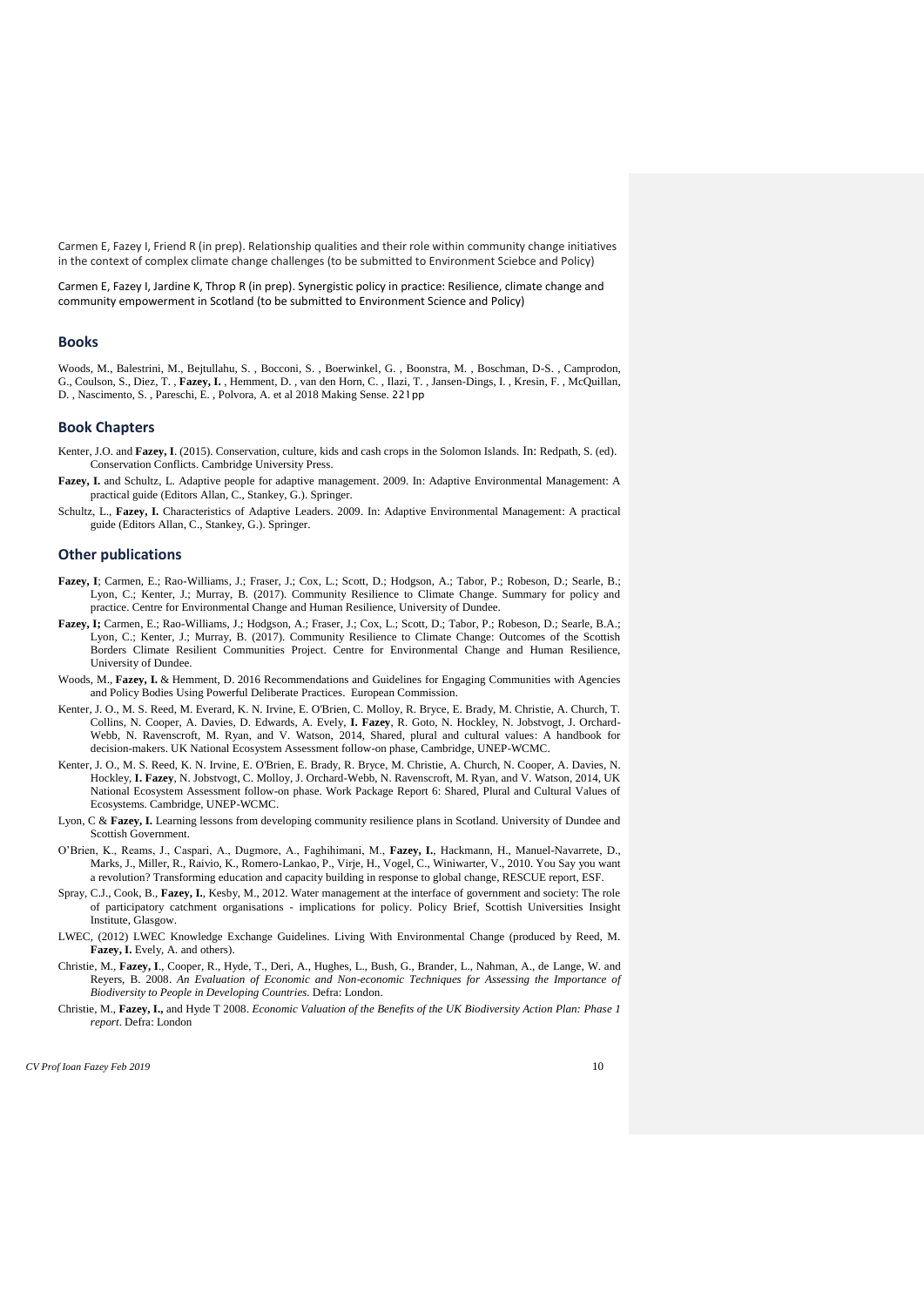Carmen E, Fazey I, Friend R (in prep). Relationship qualities and their role within community change initiatives in the context of complex climate change challenges (to be submitted to Environment Sciebce and Policy)

Carmen E, Fazey I, Jardine K, Throp R (in prep). Synergistic policy in practice: Resilience, climate change and community empowerment in Scotland (to be submitted to Environment Science and Policy)

## Books

Woods, M., Balestrini, M., Bejtullahu, S. , Bocconi, S. , Boerwinkel, G. , Boonstra, M. , Boschman, D-S. , Camprodon, G., Coulson, S., Diez, T. , **Fazey, I.** , Hemment, D. , van den Horn, C. , Ilazi, T. , Jansen-Dings, I. , Kresin, F. , McQuillan, D. , Nascimento, S. , Pareschi, E. , Polvora, A. et al 2018 Making Sense. 221pp

## Book Chapters

Kenter, J.O. and **Fazey, I**. (2015). Conservation, culture, kids and cash crops in the Solomon Islands. In: Redpath, S. (ed). Conservation Conflicts. Cambridge University Press.

**Fazey, I.** and Schultz, L. Adaptive people for adaptive management. 2009. In: Adaptive Environmental Management: A practical guide (Editors Allan, C., Stankey, G.). Springer.

Schultz, L., **Fazey, I.** Characteristics of Adaptive Leaders. 2009. In: Adaptive Environmental Management: A practical guide (Editors Allan, C., Stankey, G.). Springer.

## Other publications

**Fazey, I**; Carmen, E.; Rao-Williams, J.; Fraser, J.; Cox, L.; Scott, D.; Hodgson, A.; Tabor, P.; Robeson, D.; Searle, B.; Lyon, C.; Kenter, J.; Murray, B. (2017). Community Resilience to Climate Change. Summary for policy and practice. Centre for Environmental Change and Human Resilience, University of Dundee.

**Fazey, I;** Carmen, E.; Rao-Williams, J.; Hodgson, A.; Fraser, J.; Cox, L.; Scott, D.; Tabor, P.; Robeson, D.; Searle, B.A.; Lyon, C.; Kenter, J.; Murray, B. (2017). Community Resilience to Climate Change: Outcomes of the Scottish Borders Climate Resilient Communities Project. Centre for Environmental Change and Human Resilience, University of Dundee.

Woods, M., **Fazey, I.** & Hemment, D. 2016 Recommendations and Guidelines for Engaging Communities with Agencies and Policy Bodies Using Powerful Deliberate Practices. European Commission.

Kenter, J. O., M. S. Reed, M. Everard, K. N. Irvine, E. O'Brien, C. Molloy, R. Bryce, E. Brady, M. Christie, A. Church, T. Collins, N. Cooper, A. Davies, D. Edwards, A. Evely, **I. Fazey**, R. Goto, N. Hockley, N. Jobstvogt, J. Orchard-Webb, N. Ravenscroft, M. Ryan, and V. Watson, 2014, Shared, plural and cultural values: A handbook for decision-makers. UK National Ecosystem Assessment follow-on phase, Cambridge, UNEP-WCMC.

Kenter, J. O., M. S. Reed, K. N. Irvine, E. O'Brien, E. Brady, R. Bryce, M. Christie, A. Church, N. Cooper, A. Davies, N. Hockley, **I. Fazey**, N. Jobstvogt, C. Molloy, J. Orchard-Webb, N. Ravenscroft, M. Ryan, and V. Watson, 2014, UK National Ecosystem Assessment follow-on phase. Work Package Report 6: Shared, Plural and Cultural Values of Ecosystems. Cambridge, UNEP-WCMC.

Lyon, C & **Fazey, I.** Learning lessons from developing community resilience plans in Scotland. University of Dundee and Scottish Government.

O'Brien, K., Reams, J., Caspari, A., Dugmore, A., Faghihimani, M., **Fazey, I.**, Hackmann, H., Manuel-Navarrete, D., Marks, J., Miller, R., Raivio, K., Romero-Lankao, P., Virje, H., Vogel, C., Winiwarter, V., 2010. You Say you want a revolution? Transforming education and capacity building in response to global change, RESCUE report, ESF.

Spray, C.J., Cook, B., **Fazey, I.**, Kesby, M., 2012. Water management at the interface of government and society: The role of participatory catchment organisations - implications for policy. Policy Brief, Scottish Universities Insight Institute, Glasgow.

LWEC, (2012) LWEC Knowledge Exchange Guidelines. Living With Environmental Change (produced by Reed, M. **Fazey, I.** Evely, A. and others).

Christie, M., **Fazey, I**., Cooper, R., Hyde, T., Deri, A., Hughes, L., Bush, G., Brander, L., Nahman, A., de Lange, W. and Reyers, B. 2008. *An Evaluation of Economic and Non-economic Techniques for Assessing the Importance of Biodiversity to People in Developing Countries*. Defra: London.

Christie, M., **Fazey, I.,** and Hyde T 2008. *Economic Valuation of the Benefits of the UK Biodiversity Action Plan: Phase 1 report*. Defra: London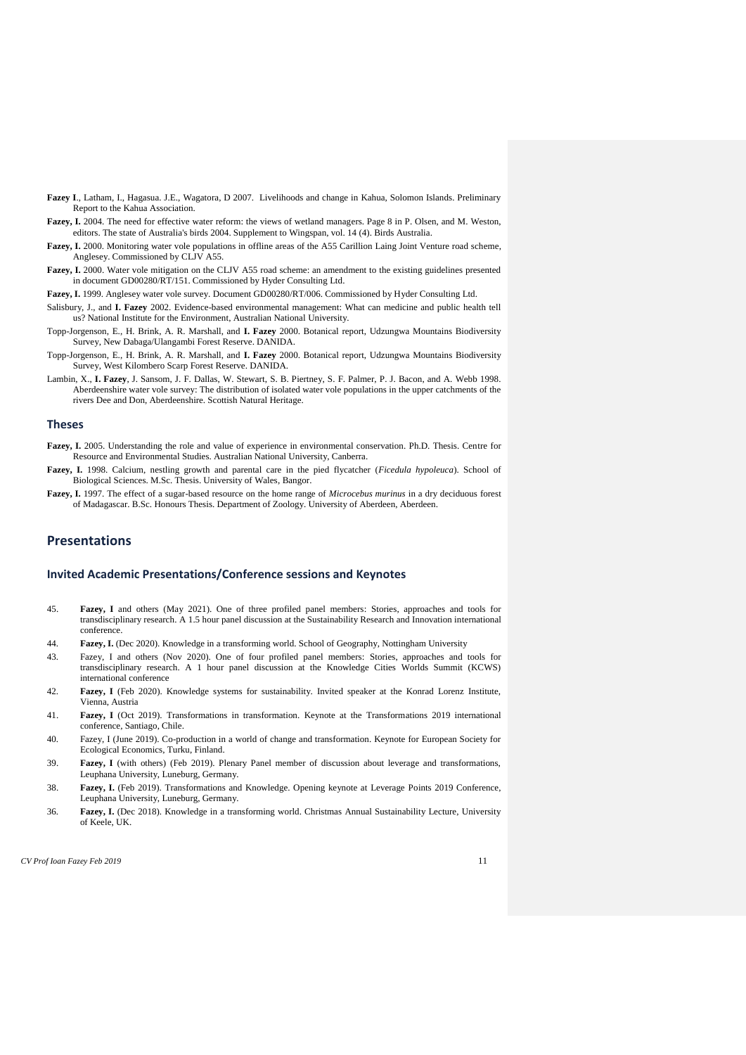**Fazey I**., Latham, I., Hagasua. J.E., Wagatora, D 2007. Livelihoods and change in Kahua, Solomon Islands. Preliminary Report to the Kahua Association.

**Fazey, I.** 2004. The need for effective water reform: the views of wetland managers. Page 8 in P. Olsen, and M. Weston, editors. The state of Australia's birds 2004. Supplement to Wingspan, vol. 14 (4). Birds Australia.

**Fazey, I.** 2000. Monitoring water vole populations in offline areas of the A55 Carillion Laing Joint Venture road scheme, Anglesey. Commissioned by CLJV A55.

**Fazey, I.** 2000. Water vole mitigation on the CLJV A55 road scheme: an amendment to the existing guidelines presented in document GD00280/RT/151. Commissioned by Hyder Consulting Ltd.

**Fazey, I.** 1999. Anglesey water vole survey. Document GD00280/RT/006. Commissioned by Hyder Consulting Ltd.

Salisbury, J., and **I. Fazey** 2002. Evidence-based environmental management: What can medicine and public health tell us? National Institute for the Environment, Australian National University.

Topp-Jorgenson, E., H. Brink, A. R. Marshall, and **I. Fazey** 2000. Botanical report, Udzungwa Mountains Biodiversity Survey, New Dabaga/Ulangambi Forest Reserve. DANIDA.

Topp-Jorgenson, E., H. Brink, A. R. Marshall, and **I. Fazey** 2000. Botanical report, Udzungwa Mountains Biodiversity Survey, West Kilombero Scarp Forest Reserve. DANIDA.

Lambin, X., **I. Fazey**, J. Sansom, J. F. Dallas, W. Stewart, S. B. Piertney, S. F. Palmer, P. J. Bacon, and A. Webb 1998. Aberdeenshire water vole survey: The distribution of isolated water vole populations in the upper catchments of the rivers Dee and Don, Aberdeenshire. Scottish Natural Heritage.

### Theses

**Fazey, I.** 2005. Understanding the role and value of experience in environmental conservation. Ph.D. Thesis. Centre for Resource and Environmental Studies. Australian National University, Canberra.

**Fazey, I.** 1998. Calcium, nestling growth and parental care in the pied flycatcher (*Ficedula hypoleuca*). School of Biological Sciences. M.Sc. Thesis. University of Wales, Bangor.

**Fazey, I.** 1997. The effect of a sugar-based resource on the home range of *Microcebus murinus* in a dry deciduous forest of Madagascar. B.Sc. Honours Thesis. Department of Zoology. University of Aberdeen, Aberdeen.

## Presentations

### Invited Academic Presentations/Conference sessions and Keynotes

45. **Fazey, I** and others (May 2021). One of three profiled panel members: Stories, approaches and tools for transdisciplinary research. A 1.5 hour panel discussion at the Sustainability Research and Innovation international conference.

44. **Fazey, I.** (Dec 2020). Knowledge in a transforming world. School of Geography, Nottingham University

43. Fazey, I and others (Nov 2020). One of four profiled panel members: Stories, approaches and tools for transdisciplinary research. A 1 hour panel discussion at the Knowledge Cities Worlds Summit (KCWS) international conference

42. **Fazey, I** (Feb 2020). Knowledge systems for sustainability. Invited speaker at the Konrad Lorenz Institute, Vienna, Austria

41. **Fazey, I** (Oct 2019). Transformations in transformation. Keynote at the Transformations 2019 international conference, Santiago, Chile.

40. Fazey, I (June 2019). Co-production in a world of change and transformation. Keynote for European Society for Ecological Economics, Turku, Finland.

39. **Fazey, I** (with others) (Feb 2019). Plenary Panel member of discussion about leverage and transformations, Leuphana University, Luneburg, Germany.

38. **Fazey, I.** (Feb 2019). Transformations and Knowledge. Opening keynote at Leverage Points 2019 Conference, Leuphana University, Luneburg, Germany.

36. **Fazey, I.** (Dec 2018). Knowledge in a transforming world. Christmas Annual Sustainability Lecture, University of Keele, UK.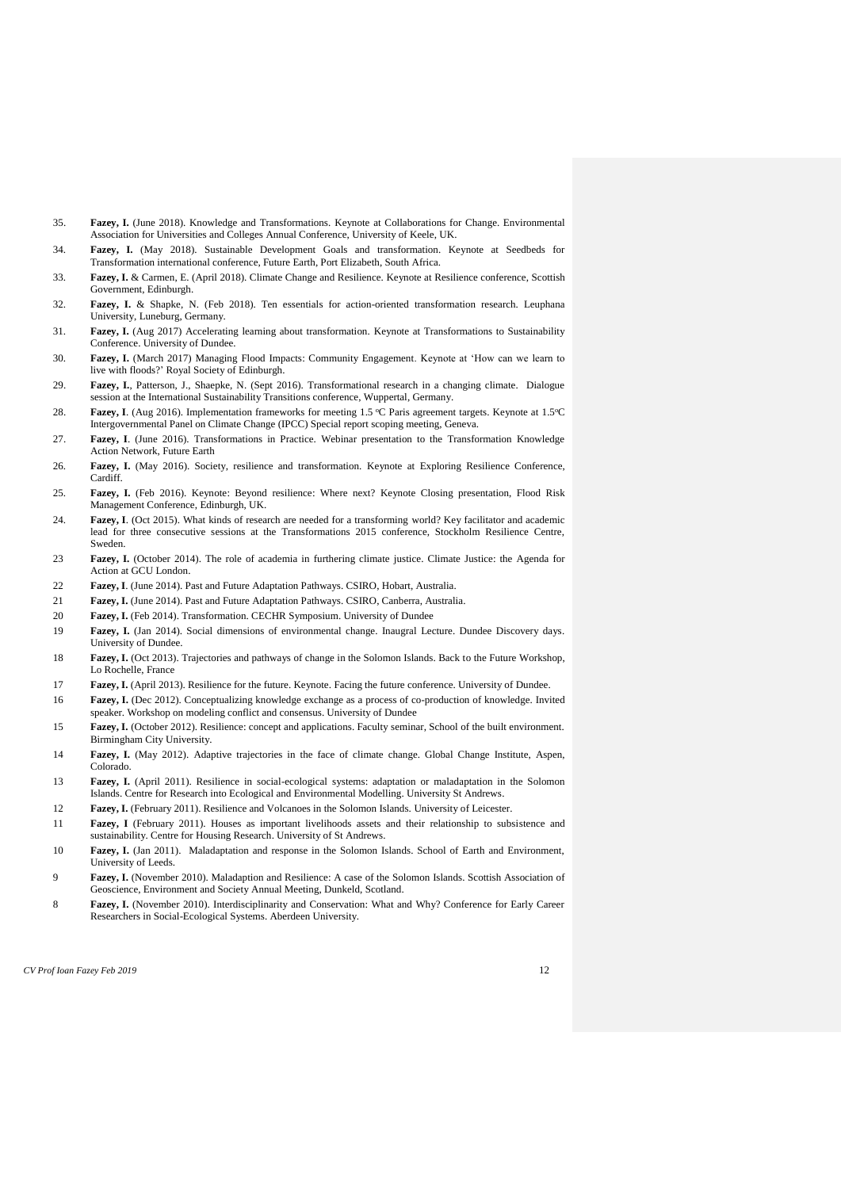35. **Fazey, I.** (June 2018). Knowledge and Transformations. Keynote at Collaborations for Change. Environmental Association for Universities and Colleges Annual Conference, University of Keele, UK.
34. **Fazey, I.** (May 2018). Sustainable Development Goals and transformation. Keynote at Seedbeds for Transformation international conference, Future Earth, Port Elizabeth, South Africa.
33. **Fazey, I.** & Carmen, E. (April 2018). Climate Change and Resilience. Keynote at Resilience conference, Scottish Government, Edinburgh.
32. **Fazey, I.** & Shapke, N. (Feb 2018). Ten essentials for action-oriented transformation research. Leuphana University, Luneburg, Germany.
31. **Fazey, I.** (Aug 2017) Accelerating learning about transformation. Keynote at Transformations to Sustainability Conference. University of Dundee.
30. **Fazey, I.** (March 2017) Managing Flood Impacts: Community Engagement. Keynote at 'How can we learn to live with floods?' Royal Society of Edinburgh.
29. **Fazey, I.**, Patterson, J., Shaepke, N. (Sept 2016). Transformational research in a changing climate. Dialogue session at the International Sustainability Transitions conference, Wuppertal, Germany.
28. **Fazey, I**. (Aug 2016). Implementation frameworks for meeting 1.5 ºC Paris agreement targets. Keynote at 1.5ºC Intergovernmental Panel on Climate Change (IPCC) Special report scoping meeting, Geneva.
27. **Fazey, I**. (June 2016). Transformations in Practice. Webinar presentation to the Transformation Knowledge Action Network, Future Earth
26. **Fazey, I.** (May 2016). Society, resilience and transformation. Keynote at Exploring Resilience Conference, Cardiff.
25. **Fazey, I.** (Feb 2016). Keynote: Beyond resilience: Where next? Keynote Closing presentation, Flood Risk Management Conference, Edinburgh, UK.
24. **Fazey, I**. (Oct 2015). What kinds of research are needed for a transforming world? Key facilitator and academic lead for three consecutive sessions at the Transformations 2015 conference, Stockholm Resilience Centre, Sweden.
23 **Fazey, I.** (October 2014). The role of academia in furthering climate justice. Climate Justice: the Agenda for Action at GCU London.
22 **Fazey, I**. (June 2014). Past and Future Adaptation Pathways. CSIRO, Hobart, Australia.
21 **Fazey, I.** (June 2014). Past and Future Adaptation Pathways. CSIRO, Canberra, Australia.
20 **Fazey, I.** (Feb 2014). Transformation. CECHR Symposium. University of Dundee
19 **Fazey, I.** (Jan 2014). Social dimensions of environmental change. Inaugral Lecture. Dundee Discovery days. University of Dundee.
18 **Fazey, I.** (Oct 2013). Trajectories and pathways of change in the Solomon Islands. Back to the Future Workshop, Lo Rochelle, France
17 **Fazey, I.** (April 2013). Resilience for the future. Keynote. Facing the future conference. University of Dundee.
16 **Fazey, I.** (Dec 2012). Conceptualizing knowledge exchange as a process of co-production of knowledge. Invited speaker. Workshop on modeling conflict and consensus. University of Dundee
15 **Fazey, I.** (October 2012). Resilience: concept and applications. Faculty seminar, School of the built environment. Birmingham City University.
14 **Fazey, I.** (May 2012). Adaptive trajectories in the face of climate change. Global Change Institute, Aspen, Colorado.
13 **Fazey, I.** (April 2011). Resilience in social-ecological systems: adaptation or maladaptation in the Solomon Islands. Centre for Research into Ecological and Environmental Modelling. University St Andrews.
12 **Fazey, I.** (February 2011). Resilience and Volcanoes in the Solomon Islands. University of Leicester.
11 **Fazey, I** (February 2011). Houses as important livelihoods assets and their relationship to subsistence and sustainability. Centre for Housing Research. University of St Andrews.
10 **Fazey, I.** (Jan 2011). Maladaptation and response in the Solomon Islands. School of Earth and Environment, University of Leeds.
9 **Fazey, I.** (November 2010). Maladaption and Resilience: A case of the Solomon Islands. Scottish Association of Geoscience, Environment and Society Annual Meeting, Dunkeld, Scotland.
8 **Fazey, I.** (November 2010). Interdisciplinarity and Conservation: What and Why? Conference for Early Career Researchers in Social-Ecological Systems. Aberdeen University.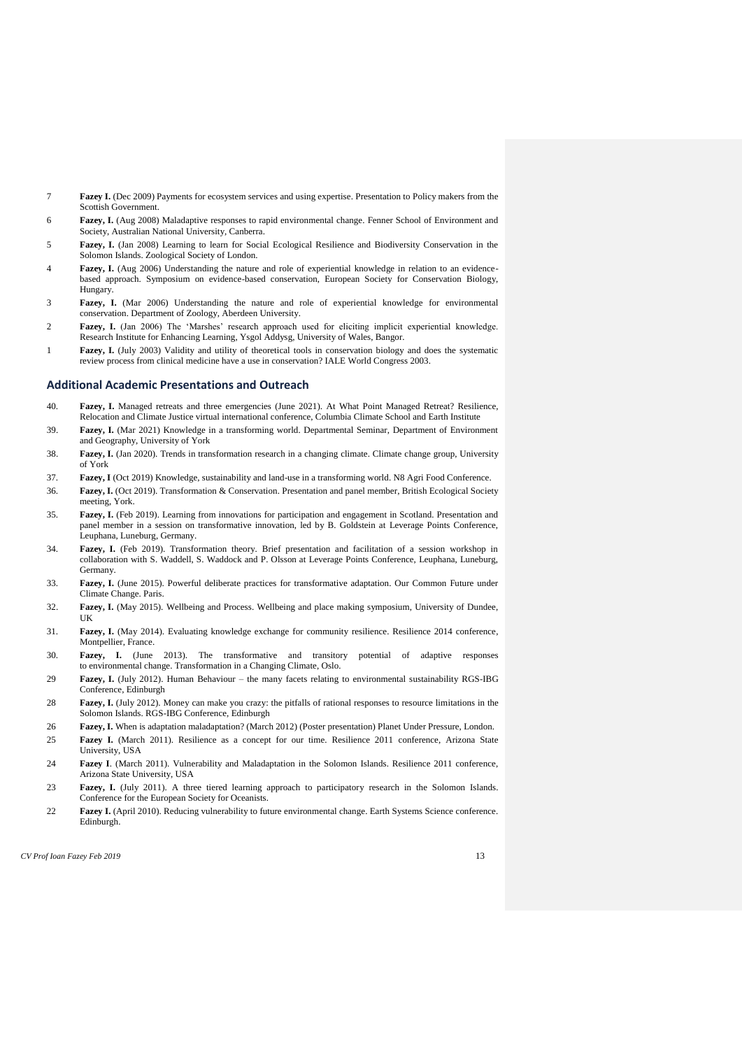7 **Fazey I.** (Dec 2009) Payments for ecosystem services and using expertise. Presentation to Policy makers from the Scottish Government.

6 **Fazey, I.** (Aug 2008) Maladaptive responses to rapid environmental change. Fenner School of Environment and Society, Australian National University, Canberra.

5 **Fazey, I.** (Jan 2008) Learning to learn for Social Ecological Resilience and Biodiversity Conservation in the Solomon Islands. Zoological Society of London.

4 **Fazey, I.** (Aug 2006) Understanding the nature and role of experiential knowledge in relation to an evidence-based approach. Symposium on evidence-based conservation, European Society for Conservation Biology, Hungary.

3 **Fazey, I.** (Mar 2006) Understanding the nature and role of experiential knowledge for environmental conservation. Department of Zoology, Aberdeen University.

2 **Fazey, I.** (Jan 2006) The 'Marshes' research approach used for eliciting implicit experiential knowledge. Research Institute for Enhancing Learning, Ysgol Addysg, University of Wales, Bangor.

1 **Fazey, I.** (July 2003) Validity and utility of theoretical tools in conservation biology and does the systematic review process from clinical medicine have a use in conservation? IALE World Congress 2003.

## Additional Academic Presentations and Outreach

40. **Fazey, I.** Managed retreats and three emergencies (June 2021). At What Point Managed Retreat? Resilience, Relocation and Climate Justice virtual international conference, Columbia Climate School and Earth Institute

39. **Fazey, I.** (Mar 2021) Knowledge in a transforming world. Departmental Seminar, Department of Environment and Geography, University of York

38. **Fazey, I.** (Jan 2020). Trends in transformation research in a changing climate. Climate change group, University of York

37. **Fazey, I** (Oct 2019) Knowledge, sustainability and land-use in a transforming world. N8 Agri Food Conference.

36. **Fazey, I.** (Oct 2019). Transformation & Conservation. Presentation and panel member, British Ecological Society meeting, York.

35. **Fazey, I.** (Feb 2019). Learning from innovations for participation and engagement in Scotland. Presentation and panel member in a session on transformative innovation, led by B. Goldstein at Leverage Points Conference, Leuphana, Luneburg, Germany.

34. **Fazey, I.** (Feb 2019). Transformation theory. Brief presentation and facilitation of a session workshop in collaboration with S. Waddell, S. Waddock and P. Olsson at Leverage Points Conference, Leuphana, Luneburg, Germany.

33. **Fazey, I.** (June 2015). Powerful deliberate practices for transformative adaptation. Our Common Future under Climate Change. Paris.

32. **Fazey, I.** (May 2015). Wellbeing and Process. Wellbeing and place making symposium, University of Dundee, UK

31. **Fazey, I.** (May 2014). Evaluating knowledge exchange for community resilience. Resilience 2014 conference, Montpellier, France.

30. **Fazey, I.** (June 2013). The transformative and transitory potential of adaptive responses to environmental change. Transformation in a Changing Climate, Oslo.

29 **Fazey, I.** (July 2012). Human Behaviour – the many facets relating to environmental sustainability RGS-IBG Conference, Edinburgh

28 **Fazey, I.** (July 2012). Money can make you crazy: the pitfalls of rational responses to resource limitations in the Solomon Islands. RGS-IBG Conference, Edinburgh

26 **Fazey, I.** When is adaptation maladaptation? (March 2012) (Poster presentation) Planet Under Pressure, London.

25 **Fazey I.** (March 2011). Resilience as a concept for our time. Resilience 2011 conference, Arizona State University, USA

24 **Fazey I**. (March 2011). Vulnerability and Maladaptation in the Solomon Islands. Resilience 2011 conference, Arizona State University, USA

23 **Fazey, I.** (July 2011). A three tiered learning approach to participatory research in the Solomon Islands. Conference for the European Society for Oceanists.

22 **Fazey I.** (April 2010). Reducing vulnerability to future environmental change. Earth Systems Science conference. Edinburgh.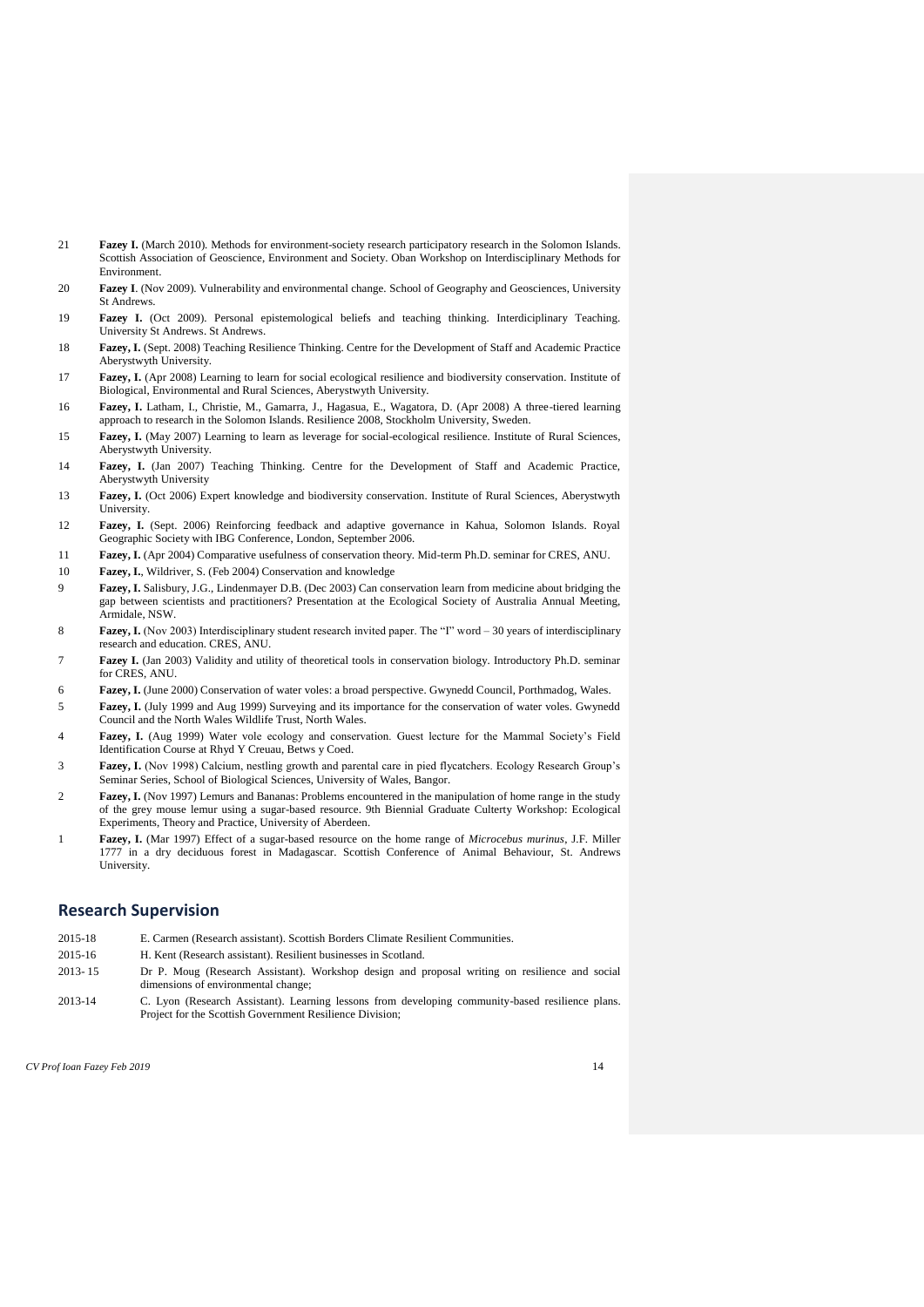21 **Fazey I.** (March 2010). Methods for environment-society research participatory research in the Solomon Islands. Scottish Association of Geoscience, Environment and Society. Oban Workshop on Interdisciplinary Methods for Environment.

20 **Fazey I**. (Nov 2009). Vulnerability and environmental change. School of Geography and Geosciences, University St Andrews.

19 **Fazey I.** (Oct 2009). Personal epistemological beliefs and teaching thinking. Interdiciplinary Teaching. University St Andrews. St Andrews.

18 **Fazey, I.** (Sept. 2008) Teaching Resilience Thinking. Centre for the Development of Staff and Academic Practice Aberystwyth University.

17 **Fazey, I.** (Apr 2008) Learning to learn for social ecological resilience and biodiversity conservation. Institute of Biological, Environmental and Rural Sciences, Aberystwyth University.

16 **Fazey, I.** Latham, I., Christie, M., Gamarra, J., Hagasua, E., Wagatora, D. (Apr 2008) A three-tiered learning approach to research in the Solomon Islands. Resilience 2008, Stockholm University, Sweden.

15 **Fazey, I.** (May 2007) Learning to learn as leverage for social-ecological resilience. Institute of Rural Sciences, Aberystwyth University.

14 **Fazey, I.** (Jan 2007) Teaching Thinking. Centre for the Development of Staff and Academic Practice, Aberystwyth University

13 **Fazey, I.** (Oct 2006) Expert knowledge and biodiversity conservation. Institute of Rural Sciences, Aberystwyth University.

12 **Fazey, I.** (Sept. 2006) Reinforcing feedback and adaptive governance in Kahua, Solomon Islands. Royal Geographic Society with IBG Conference, London, September 2006.

11 **Fazey, I.** (Apr 2004) Comparative usefulness of conservation theory. Mid-term Ph.D. seminar for CRES, ANU.

10 **Fazey, I.**, Wildriver, S. (Feb 2004) Conservation and knowledge

9 **Fazey, I.** Salisbury, J.G., Lindenmayer D.B. (Dec 2003) Can conservation learn from medicine about bridging the gap between scientists and practitioners? Presentation at the Ecological Society of Australia Annual Meeting, Armidale, NSW.

8 **Fazey, I.** (Nov 2003) Interdisciplinary student research invited paper. The "I" word – 30 years of interdisciplinary research and education. CRES, ANU.

7 **Fazey I.** (Jan 2003) Validity and utility of theoretical tools in conservation biology. Introductory Ph.D. seminar for CRES, ANU.

6 **Fazey, I.** (June 2000) Conservation of water voles: a broad perspective. Gwynedd Council, Porthmadog, Wales.

5 **Fazey, I.** (July 1999 and Aug 1999) Surveying and its importance for the conservation of water voles. Gwynedd Council and the North Wales Wildlife Trust, North Wales.

4 **Fazey, I.** (Aug 1999) Water vole ecology and conservation. Guest lecture for the Mammal Society's Field Identification Course at Rhyd Y Creuau, Betws y Coed.

3 **Fazey, I.** (Nov 1998) Calcium, nestling growth and parental care in pied flycatchers. Ecology Research Group's Seminar Series, School of Biological Sciences, University of Wales, Bangor.

2 **Fazey, I.** (Nov 1997) Lemurs and Bananas: Problems encountered in the manipulation of home range in the study of the grey mouse lemur using a sugar-based resource. 9th Biennial Graduate Culterty Workshop: Ecological Experiments, Theory and Practice, University of Aberdeen.

1 **Fazey, I.** (Mar 1997) Effect of a sugar-based resource on the home range of *Microcebus murinus*, J.F. Miller 1777 in a dry deciduous forest in Madagascar. Scottish Conference of Animal Behaviour, St. Andrews University.

## Research Supervision

2015-18 E. Carmen (Research assistant). Scottish Borders Climate Resilient Communities.

2015-16 H. Kent (Research assistant). Resilient businesses in Scotland.

2013- 15 Dr P. Moug (Research Assistant). Workshop design and proposal writing on resilience and social dimensions of environmental change;

2013-14 C. Lyon (Research Assistant). Learning lessons from developing community-based resilience plans. Project for the Scottish Government Resilience Division;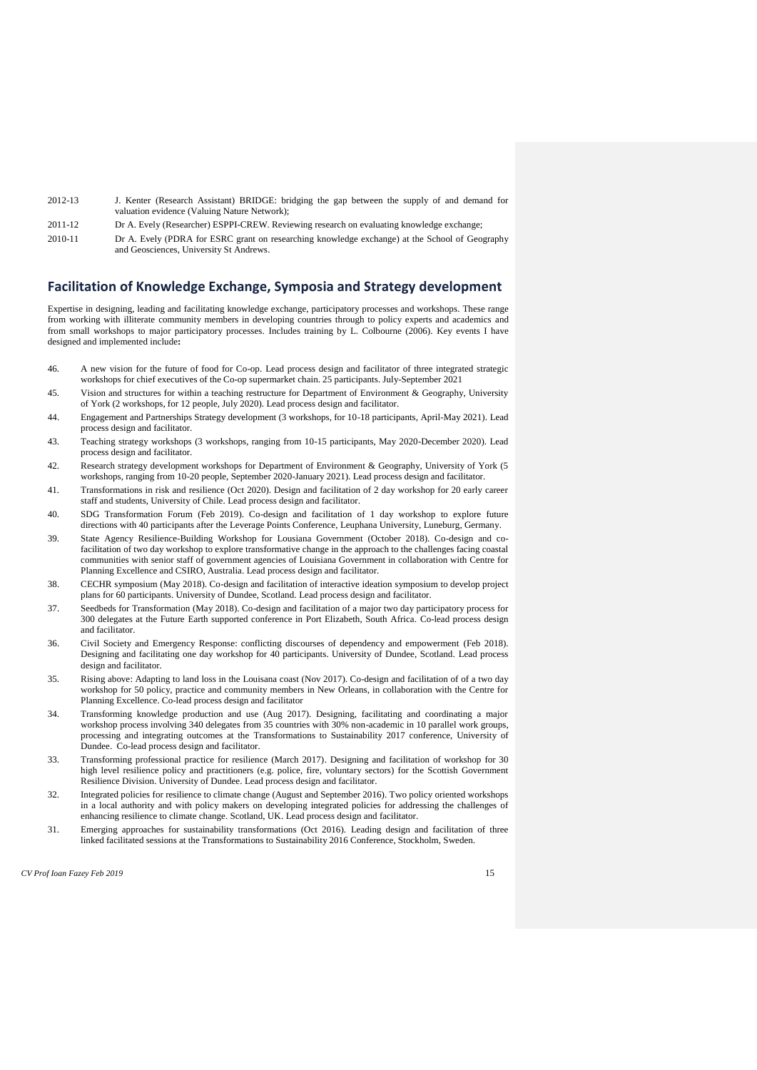2012-13 J. Kenter (Research Assistant) BRIDGE: bridging the gap between the supply of and demand for valuation evidence (Valuing Nature Network);

2011-12 Dr A. Evely (Researcher) ESPPI-CREW. Reviewing research on evaluating knowledge exchange;

2010-11 Dr A. Evely (PDRA for ESRC grant on researching knowledge exchange) at the School of Geography and Geosciences, University St Andrews.

## Facilitation of Knowledge Exchange, Symposia and Strategy development

Expertise in designing, leading and facilitating knowledge exchange, participatory processes and workshops. These range from working with illiterate community members in developing countries through to policy experts and academics and from small workshops to major participatory processes. Includes training by L. Colbourne (2006). Key events I have designed and implemented include**:**

46. A new vision for the future of food for Co-op. Lead process design and facilitator of three integrated strategic workshops for chief executives of the Co-op supermarket chain. 25 participants. July-September 2021

45. Vision and structures for within a teaching restructure for Department of Environment & Geography, University of York (2 workshops, for 12 people, July 2020). Lead process design and facilitator.

44. Engagement and Partnerships Strategy development (3 workshops, for 10-18 participants, April-May 2021). Lead process design and facilitator.

43. Teaching strategy workshops (3 workshops, ranging from 10-15 participants, May 2020-December 2020). Lead process design and facilitator.

42. Research strategy development workshops for Department of Environment & Geography, University of York (5 workshops, ranging from 10-20 people, September 2020-January 2021). Lead process design and facilitator.

41. Transformations in risk and resilience (Oct 2020). Design and facilitation of 2 day workshop for 20 early career staff and students, University of Chile. Lead process design and facilitator.

40. SDG Transformation Forum (Feb 2019). Co-design and facilitation of 1 day workshop to explore future directions with 40 participants after the Leverage Points Conference, Leuphana University, Luneburg, Germany.

39. State Agency Resilience-Building Workshop for Lousiana Government (October 2018). Co-design and co-facilitation of two day workshop to explore transformative change in the approach to the challenges facing coastal communities with senior staff of government agencies of Louisiana Government in collaboration with Centre for Planning Excellence and CSIRO, Australia. Lead process design and facilitator.

38. CECHR symposium (May 2018). Co-design and facilitation of interactive ideation symposium to develop project plans for 60 participants. University of Dundee, Scotland. Lead process design and facilitator.

37. Seedbeds for Transformation (May 2018). Co-design and facilitation of a major two day participatory process for 300 delegates at the Future Earth supported conference in Port Elizabeth, South Africa. Co-lead process design and facilitator.

36. Civil Society and Emergency Response: conflicting discourses of dependency and empowerment (Feb 2018). Designing and facilitating one day workshop for 40 participants. University of Dundee, Scotland. Lead process design and facilitator.

35. Rising above: Adapting to land loss in the Louisana coast (Nov 2017). Co-design and facilitation of of a two day workshop for 50 policy, practice and community members in New Orleans, in collaboration with the Centre for Planning Excellence. Co-lead process design and facilitator

34. Transforming knowledge production and use (Aug 2017). Designing, facilitating and coordinating a major workshop process involving 340 delegates from 35 countries with 30% non-academic in 10 parallel work groups, processing and integrating outcomes at the Transformations to Sustainability 2017 conference, University of Dundee. Co-lead process design and facilitator.

33. Transforming professional practice for resilience (March 2017). Designing and facilitation of workshop for 30 high level resilience policy and practitioners (e.g. police, fire, voluntary sectors) for the Scottish Government Resilience Division. University of Dundee. Lead process design and facilitator.

32. Integrated policies for resilience to climate change (August and September 2016). Two policy oriented workshops in a local authority and with policy makers on developing integrated policies for addressing the challenges of enhancing resilience to climate change. Scotland, UK. Lead process design and facilitator.

31. Emerging approaches for sustainability transformations (Oct 2016). Leading design and facilitation of three linked facilitated sessions at the Transformations to Sustainability 2016 Conference, Stockholm, Sweden.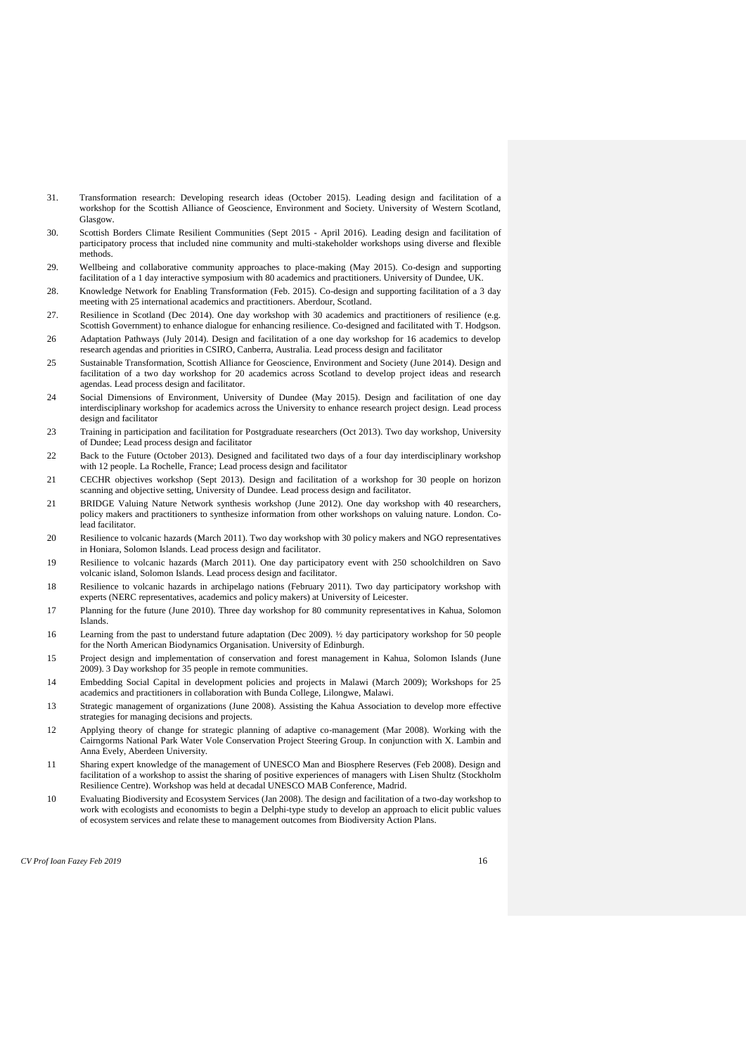31. Transformation research: Developing research ideas (October 2015). Leading design and facilitation of a workshop for the Scottish Alliance of Geoscience, Environment and Society. University of Western Scotland, Glasgow.

30. Scottish Borders Climate Resilient Communities (Sept 2015 - April 2016). Leading design and facilitation of participatory process that included nine community and multi-stakeholder workshops using diverse and flexible methods.

29. Wellbeing and collaborative community approaches to place-making (May 2015). Co-design and supporting facilitation of a 1 day interactive symposium with 80 academics and practitioners. University of Dundee, UK.

28. Knowledge Network for Enabling Transformation (Feb. 2015). Co-design and supporting facilitation of a 3 day meeting with 25 international academics and practitioners. Aberdour, Scotland.

27. Resilience in Scotland (Dec 2014). One day workshop with 30 academics and practitioners of resilience (e.g. Scottish Government) to enhance dialogue for enhancing resilience. Co-designed and facilitated with T. Hodgson.

26 Adaptation Pathways (July 2014). Design and facilitation of a one day workshop for 16 academics to develop research agendas and priorities in CSIRO, Canberra, Australia. Lead process design and facilitator

25 Sustainable Transformation, Scottish Alliance for Geoscience, Environment and Society (June 2014). Design and facilitation of a two day workshop for 20 academics across Scotland to develop project ideas and research agendas. Lead process design and facilitator.

24 Social Dimensions of Environment, University of Dundee (May 2015). Design and facilitation of one day interdisciplinary workshop for academics across the University to enhance research project design. Lead process design and facilitator

23 Training in participation and facilitation for Postgraduate researchers (Oct 2013). Two day workshop, University of Dundee; Lead process design and facilitator

22 Back to the Future (October 2013). Designed and facilitated two days of a four day interdisciplinary workshop with 12 people. La Rochelle, France; Lead process design and facilitator

21 CECHR objectives workshop (Sept 2013). Design and facilitation of a workshop for 30 people on horizon scanning and objective setting, University of Dundee. Lead process design and facilitator.

21 BRIDGE Valuing Nature Network synthesis workshop (June 2012). One day workshop with 40 researchers, policy makers and practitioners to synthesize information from other workshops on valuing nature. London. Co-lead facilitator.

20 Resilience to volcanic hazards (March 2011). Two day workshop with 30 policy makers and NGO representatives in Honiara, Solomon Islands. Lead process design and facilitator.

19 Resilience to volcanic hazards (March 2011). One day participatory event with 250 schoolchildren on Savo volcanic island, Solomon Islands. Lead process design and facilitator.

18 Resilience to volcanic hazards in archipelago nations (February 2011). Two day participatory workshop with experts (NERC representatives, academics and policy makers) at University of Leicester.

17 Planning for the future (June 2010). Three day workshop for 80 community representatives in Kahua, Solomon Islands.

16 Learning from the past to understand future adaptation (Dec 2009). ½ day participatory workshop for 50 people for the North American Biodynamics Organisation. University of Edinburgh.

15 Project design and implementation of conservation and forest management in Kahua, Solomon Islands (June 2009). 3 Day workshop for 35 people in remote communities.

14 Embedding Social Capital in development policies and projects in Malawi (March 2009); Workshops for 25 academics and practitioners in collaboration with Bunda College, Lilongwe, Malawi.

13 Strategic management of organizations (June 2008). Assisting the Kahua Association to develop more effective strategies for managing decisions and projects.

12 Applying theory of change for strategic planning of adaptive co-management (Mar 2008). Working with the Cairngorms National Park Water Vole Conservation Project Steering Group. In conjunction with X. Lambin and Anna Evely, Aberdeen University.

11 Sharing expert knowledge of the management of UNESCO Man and Biosphere Reserves (Feb 2008). Design and facilitation of a workshop to assist the sharing of positive experiences of managers with Lisen Shultz (Stockholm Resilience Centre). Workshop was held at decadal UNESCO MAB Conference, Madrid.

10 Evaluating Biodiversity and Ecosystem Services (Jan 2008). The design and facilitation of a two-day workshop to work with ecologists and economists to begin a Delphi-type study to develop an approach to elicit public values of ecosystem services and relate these to management outcomes from Biodiversity Action Plans.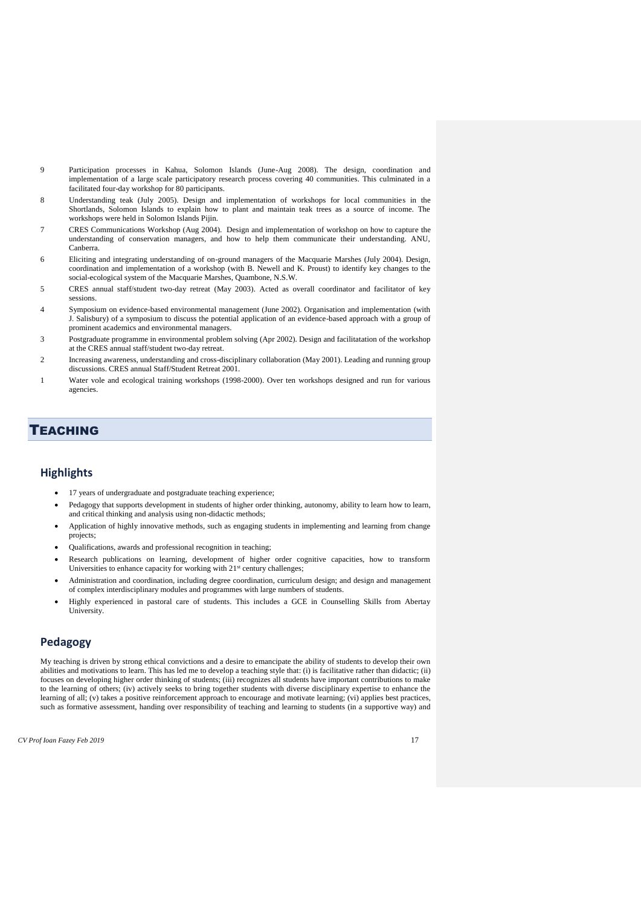9 Participation processes in Kahua, Solomon Islands (June-Aug 2008). The design, coordination and implementation of a large scale participatory research process covering 40 communities. This culminated in a facilitated four-day workshop for 80 participants.

8 Understanding teak (July 2005). Design and implementation of workshops for local communities in the Shortlands, Solomon Islands to explain how to plant and maintain teak trees as a source of income. The workshops were held in Solomon Islands Pijin.

7 CRES Communications Workshop (Aug 2004). Design and implementation of workshop on how to capture the understanding of conservation managers, and how to help them communicate their understanding. ANU, Canberra.

6 Eliciting and integrating understanding of on-ground managers of the Macquarie Marshes (July 2004). Design, coordination and implementation of a workshop (with B. Newell and K. Proust) to identify key changes to the social-ecological system of the Macquarie Marshes, Quambone, N.S.W.

5 CRES annual staff/student two-day retreat (May 2003). Acted as overall coordinator and facilitator of key sessions.

4 Symposium on evidence-based environmental management (June 2002). Organisation and implementation (with J. Salisbury) of a symposium to discuss the potential application of an evidence-based approach with a group of prominent academics and environmental managers.

3 Postgraduate programme in environmental problem solving (Apr 2002). Design and facilitatation of the workshop at the CRES annual staff/student two-day retreat.

2 Increasing awareness, understanding and cross-disciplinary collaboration (May 2001). Leading and running group discussions. CRES annual Staff/Student Retreat 2001.

1 Water vole and ecological training workshops (1998-2000). Over ten workshops designed and run for various agencies.

# TEACHING

## Highlights

- 17 years of undergraduate and postgraduate teaching experience;
- Pedagogy that supports development in students of higher order thinking, autonomy, ability to learn how to learn, and critical thinking and analysis using non-didactic methods;
- Application of highly innovative methods, such as engaging students in implementing and learning from change projects;
- Qualifications, awards and professional recognition in teaching;
- Research publications on learning, development of higher order cognitive capacities, how to transform Universities to enhance capacity for working with 21st century challenges;
- Administration and coordination, including degree coordination, curriculum design; and design and management of complex interdisciplinary modules and programmes with large numbers of students.
- Highly experienced in pastoral care of students. This includes a GCE in Counselling Skills from Abertay University.

## Pedagogy

My teaching is driven by strong ethical convictions and a desire to emancipate the ability of students to develop their own abilities and motivations to learn. This has led me to develop a teaching style that: (i) is facilitative rather than didactic; (ii) focuses on developing higher order thinking of students; (iii) recognizes all students have important contributions to make to the learning of others; (iv) actively seeks to bring together students with diverse disciplinary expertise to enhance the learning of all; (v) takes a positive reinforcement approach to encourage and motivate learning; (vi) applies best practices, such as formative assessment, handing over responsibility of teaching and learning to students (in a supportive way) and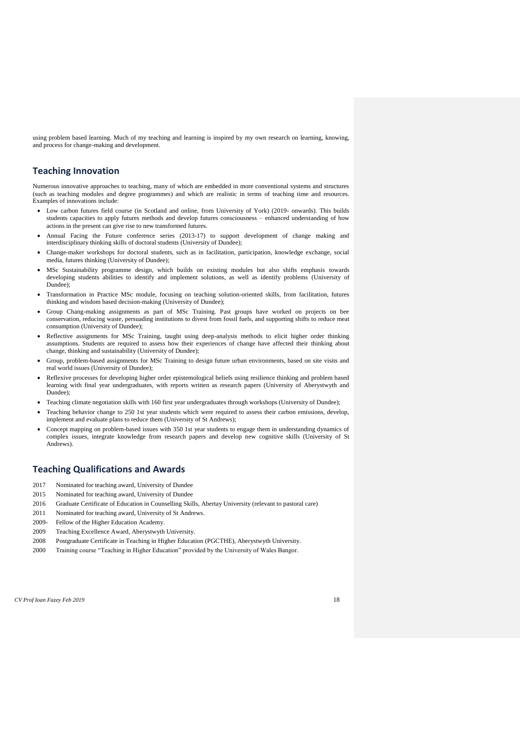using problem based learning. Much of my teaching and learning is inspired by my own research on learning, knowing, and process for change-making and development.

## Teaching Innovation

Numerous innovative approaches to teaching, many of which are embedded in more conventional systems and structures (such as teaching modules and degree programmes) and which are realistic in terms of teaching time and resources. Examples of innovations include:

- Low carbon futures field course (in Scotland and online, from University of York) (2019- onwards). This builds students capacities to apply futures methods and develop futures consciousness – enhanced understanding of how actions in the present can give rise to new transformed futures.
- Annual Facing the Future conference series (2013-17) to support development of change making and interdisciplinary thinking skills of doctoral students (University of Dundee);
- Change-maker workshops for doctoral students, such as in facilitation, participation, knowledge exchange, social media, futures thinking (University of Dundee);
- MSc Sustainability programme design, which builds on existing modules but also shifts emphasis towards developing students abilities to identify and implement solutions, as well as identify problems (University of Dundee);
- Transformation in Practice MSc module, focusing on teaching solution-oriented skills, from facilitation, futures thinking and wisdom based decision-making (University of Dundee);
- Group Chang-making assignments as part of MSc Training. Past groups have worked on projects on bee conservation, reducing waste, persuading institutions to divest from fossil fuels, and supporting shifts to reduce meat consumption (University of Dundee);
- Reflective assignments for MSc Training, taught using deep-analysis methods to elicit higher order thinking assumptions. Students are required to assess how their experiences of change have affected their thinking about change, thinking and sustainability (University of Dundee);
- Group, problem-based assignments for MSc Training to design future urban environments, based on site visits and real world issues (University of Dundee);
- Reflexive processes for developing higher order epistemological beliefs using resilience thinking and problem based learning with final year undergraduates, with reports written as research papers (University of Aberystwyth and Dundee);
- Teaching climate negotiation skills with 160 first year undergraduates through workshops (University of Dundee);
- Teaching behavior change to 250 1st year students which were required to assess their carbon emissions, develop, implement and evaluate plans to reduce them (University of St Andrews);
- Concept mapping on problem-based issues with 350 1st year students to engage them in understanding dynamics of complex issues, integrate knowledge from research papers and develop new cognitive skills (University of St Andrews).

## Teaching Qualifications and Awards

2017 Nominated for teaching award, University of Dundee
2015 Nominated for teaching award, University of Dundee
2016 Graduate Certificate of Education in Counselling Skills, Abertay University (relevant to pastoral care)
2011 Nominated for teaching award, University of St Andrews.
2009- Fellow of the Higher Education Academy.
2009 Teaching Excellence Award, Aberystwyth University.
2008 Postgraduate Certificate in Teaching in Higher Education (PGCTHE), Aberystwyth University.
2000 Training course "Teaching in Higher Education" provided by the University of Wales Bangor.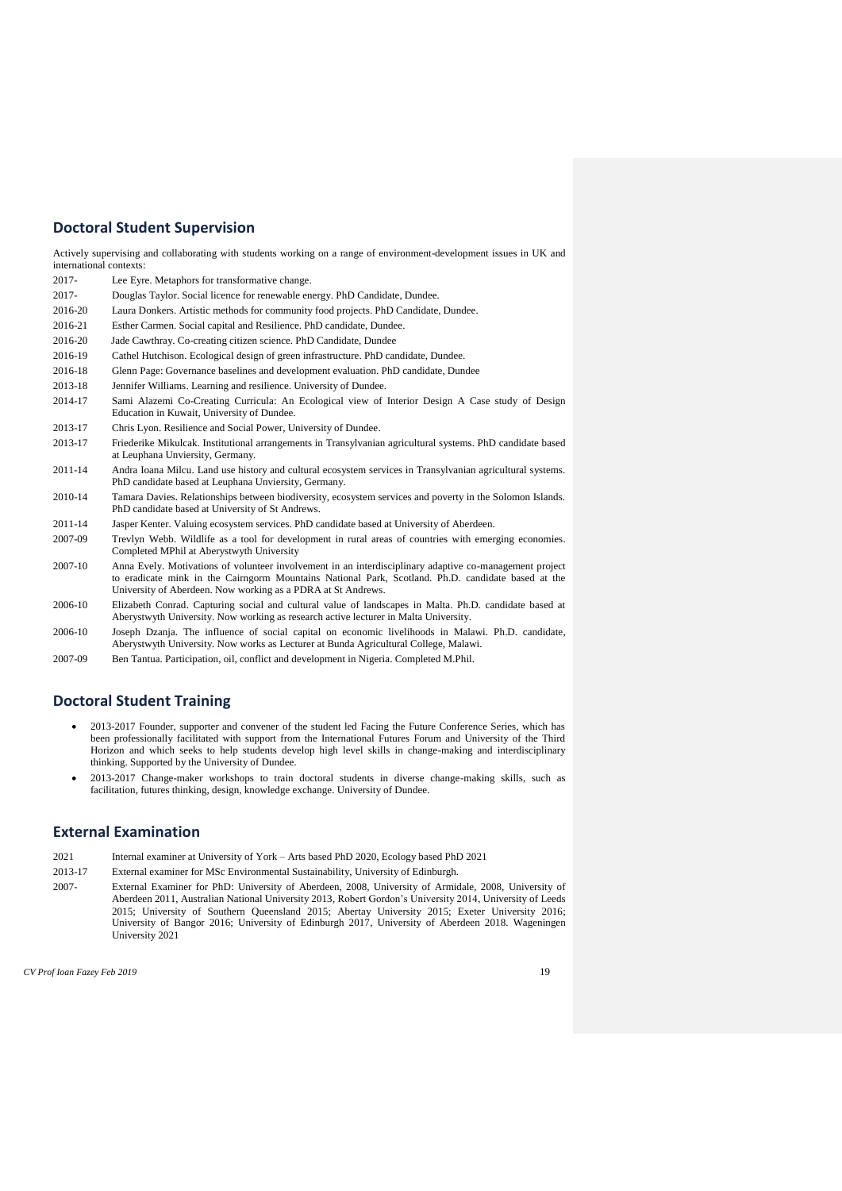## Doctoral Student Supervision

Actively supervising and collaborating with students working on a range of environment-development issues in UK and international contexts:

2017- Lee Eyre. Metaphors for transformative change.

2017- Douglas Taylor. Social licence for renewable energy. PhD Candidate, Dundee.

2016-20 Laura Donkers. Artistic methods for community food projects. PhD Candidate, Dundee.

2016-21 Esther Carmen. Social capital and Resilience. PhD candidate, Dundee.

2016-20 Jade Cawthray. Co-creating citizen science. PhD Candidate, Dundee

2016-19 Cathel Hutchison. Ecological design of green infrastructure. PhD candidate, Dundee.

2016-18 Glenn Page: Governance baselines and development evaluation. PhD candidate, Dundee

2013-18 Jennifer Williams. Learning and resilience. University of Dundee.

2014-17 Sami Alazemi Co-Creating Curricula: An Ecological view of Interior Design A Case study of Design Education in Kuwait, University of Dundee.

2013-17 Chris Lyon. Resilience and Social Power, University of Dundee.

2013-17 Friederike Mikulcak. Institutional arrangements in Transylvanian agricultural systems. PhD candidate based at Leuphana Unviersity, Germany.

2011-14 Andra Ioana Milcu. Land use history and cultural ecosystem services in Transylvanian agricultural systems. PhD candidate based at Leuphana Unviersity, Germany.

2010-14 Tamara Davies. Relationships between biodiversity, ecosystem services and poverty in the Solomon Islands. PhD candidate based at University of St Andrews.

2011-14 Jasper Kenter. Valuing ecosystem services. PhD candidate based at University of Aberdeen.

2007-09 Trevlyn Webb. Wildlife as a tool for development in rural areas of countries with emerging economies. Completed MPhil at Aberystwyth University

2007-10 Anna Evely. Motivations of volunteer involvement in an interdisciplinary adaptive co-management project to eradicate mink in the Cairngorm Mountains National Park, Scotland. Ph.D. candidate based at the University of Aberdeen. Now working as a PDRA at St Andrews.

2006-10 Elizabeth Conrad. Capturing social and cultural value of landscapes in Malta. Ph.D. candidate based at Aberystwyth University. Now working as research active lecturer in Malta University.

2006-10 Joseph Dzanja. The influence of social capital on economic livelihoods in Malawi. Ph.D. candidate, Aberystwyth University. Now works as Lecturer at Bunda Agricultural College, Malawi.

2007-09 Ben Tantua. Participation, oil, conflict and development in Nigeria. Completed M.Phil.

## Doctoral Student Training

- 2013-2017 Founder, supporter and convener of the student led Facing the Future Conference Series, which has been professionally facilitated with support from the International Futures Forum and University of the Third Horizon and which seeks to help students develop high level skills in change-making and interdisciplinary thinking. Supported by the University of Dundee.
- 2013-2017 Change-maker workshops to train doctoral students in diverse change-making skills, such as facilitation, futures thinking, design, knowledge exchange. University of Dundee.

## External Examination

2021 Internal examiner at University of York – Arts based PhD 2020, Ecology based PhD 2021

2013-17 External examiner for MSc Environmental Sustainability, University of Edinburgh.

2007- External Examiner for PhD: University of Aberdeen, 2008, University of Armidale, 2008, University of Aberdeen 2011, Australian National University 2013, Robert Gordon's University 2014, University of Leeds 2015; University of Southern Queensland 2015; Abertay University 2015; Exeter University 2016; University of Bangor 2016; University of Edinburgh 2017, University of Aberdeen 2018. Wageningen University 2021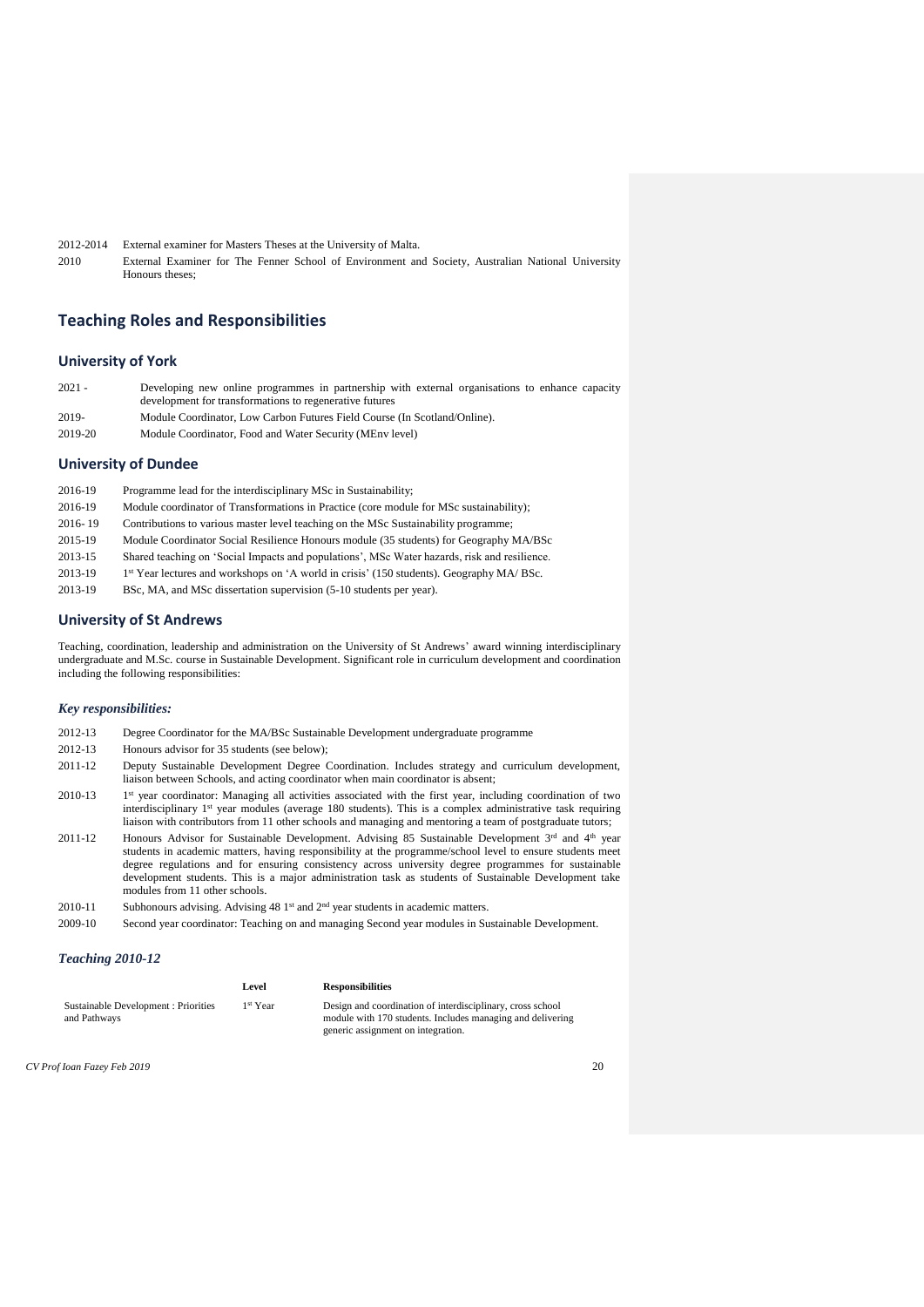| | |
|---|---|
| 2012-2014 | External examiner for Masters Theses at the University of Malta. |
| 2010 | External Examiner for The Fenner School of Environment and Society, Australian National University Honours theses; |

# Teaching Roles and Responsibilities

## University of York

| | |
|---|---|
| 2021 - | Developing new online programmes in partnership with external organisations to enhance capacity development for transformations to regenerative futures |
| 2019- | Module Coordinator, Low Carbon Futures Field Course (In Scotland/Online). |
| 2019-20 | Module Coordinator, Food and Water Security (MEnv level) |

## University of Dundee

| | |
|---|---|
| 2016-19 | Programme lead for the interdisciplinary MSc in Sustainability; |
| 2016-19 | Module coordinator of Transformations in Practice (core module for MSc sustainability); |
| 2016- 19 | Contributions to various master level teaching on the MSc Sustainability programme; |
| 2015-19 | Module Coordinator Social Resilience Honours module (35 students) for Geography MA/BSc |
| 2013-15 | Shared teaching on 'Social Impacts and populations', MSc Water hazards, risk and resilience. |
| 2013-19 | 1st Year lectures and workshops on 'A world in crisis' (150 students). Geography MA/ BSc. |
| 2013-19 | BSc, MA, and MSc dissertation supervision (5-10 students per year). |

## University of St Andrews

Teaching, coordination, leadership and administration on the University of St Andrews' award winning interdisciplinary undergraduate and M.Sc. course in Sustainable Development. Significant role in curriculum development and coordination including the following responsibilities:

### *Key responsibilities:*

| | |
|---|---|
| 2012-13 | Degree Coordinator for the MA/BSc Sustainable Development undergraduate programme |
| 2012-13 | Honours advisor for 35 students (see below); |
| 2011-12 | Deputy Sustainable Development Degree Coordination. Includes strategy and curriculum development, liaison between Schools, and acting coordinator when main coordinator is absent; |
| 2010-13 | 1st year coordinator: Managing all activities associated with the first year, including coordination of two interdisciplinary 1st year modules (average 180 students). This is a complex administrative task requiring liaison with contributors from 11 other schools and managing and mentoring a team of postgraduate tutors; |
| 2011-12 | Honours Advisor for Sustainable Development. Advising 85 Sustainable Development 3rd and 4th year students in academic matters, having responsibility at the programme/school level to ensure students meet degree regulations and for ensuring consistency across university degree programmes for sustainable development students. This is a major administration task as students of Sustainable Development take modules from 11 other schools. |
| 2010-11 | Subhonours advising. Advising 48 1st and 2nd year students in academic matters. |
| 2009-10 | Second year coordinator: Teaching on and managing Second year modules in Sustainable Development. |

### *Teaching 2010-12*

| | Level | Responsibilities |
|---|---|---|
| Sustainable Development : Priorities and Pathways | 1st Year | Design and coordination of interdisciplinary, cross school module with 170 students. Includes managing and delivering generic assignment on integration. |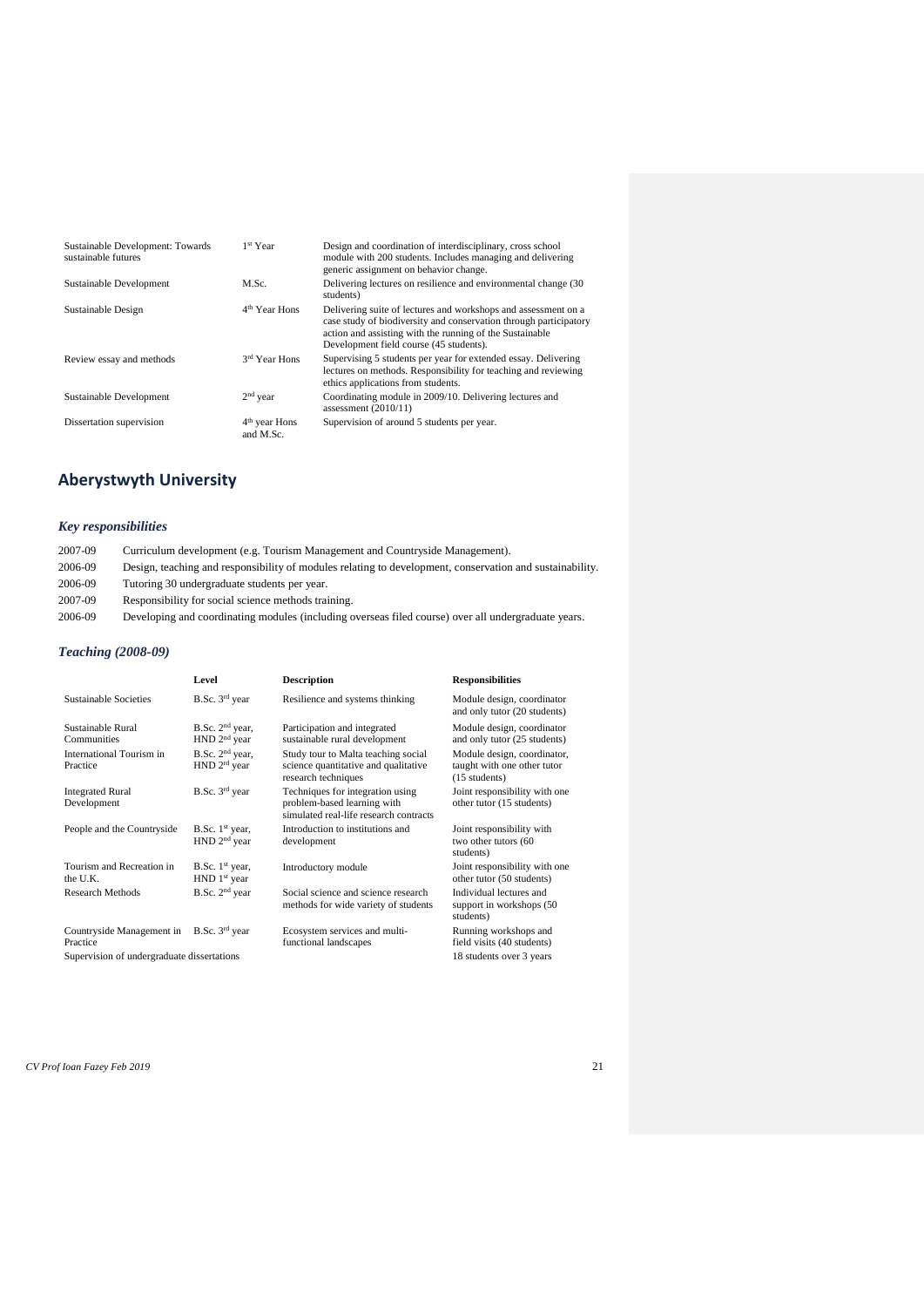| | | |
|---|---|---|
| Sustainable Development: Towards sustainable futures | 1st Year | Design and coordination of interdisciplinary, cross school module with 200 students. Includes managing and delivering generic assignment on behavior change. |
| Sustainable Development | M.Sc. | Delivering lectures on resilience and environmental change (30 students) |
| Sustainable Design | 4th Year Hons | Delivering suite of lectures and workshops and assessment on a case study of biodiversity and conservation through participatory action and assisting with the running of the Sustainable Development field course (45 students). |
| Review essay and methods | 3rd Year Hons | Supervising 5 students per year for extended essay. Delivering lectures on methods. Responsibility for teaching and reviewing ethics applications from students. |
| Sustainable Development | 2nd year | Coordinating module in 2009/10. Delivering lectures and assessment (2010/11) |
| Dissertation supervision | 4th year Hons and M.Sc. | Supervision of around 5 students per year. |

## Aberystwyth University

### *Key responsibilities*

| | |
|---|---|
| 2007-09 | Curriculum development (e.g. Tourism Management and Countryside Management). |
| 2006-09 | Design, teaching and responsibility of modules relating to development, conservation and sustainability. |
| 2006-09 | Tutoring 30 undergraduate students per year. |
| 2007-09 | Responsibility for social science methods training. |
| 2006-09 | Developing and coordinating modules (including overseas filed course) over all undergraduate years. |

### *Teaching (2008-09)*

| | Level | Description | Responsibilities |
|---|---|---|---|
| Sustainable Societies | B.Sc. 3rd year | Resilience and systems thinking | Module design, coordinator and only tutor (20 students) |
| Sustainable Rural Communities | B.Sc. 2nd year, HND 2nd year | Participation and integrated sustainable rural development | Module design, coordinator and only tutor (25 students) |
| International Tourism in Practice | B.Sc. 2nd year, HND 2rd year | Study tour to Malta teaching social science quantitative and qualitative research techniques | Module design, coordinator, taught with one other tutor (15 students) |
| Integrated Rural Development | B.Sc. 3rd year | Techniques for integration using problem-based learning with simulated real-life research contracts | Joint responsibility with one other tutor (15 students) |
| People and the Countryside | B.Sc. 1st year, HND 2nd year | Introduction to institutions and development | Joint responsibility with two other tutors (60 students) |
| Tourism and Recreation in the U.K. | B.Sc. 1st year, HND 1st year | Introductory module | Joint responsibility with one other tutor (50 students) |
| Research Methods | B.Sc. 2nd year | Social science and science research methods for wide variety of students | Individual lectures and support in workshops (50 students) |
| Countryside Management in Practice | B.Sc. 3rd year | Ecosystem services and multi-functional landscapes | Running workshops and field visits (40 students) |
| Supervision of undergraduate dissertations | | | 18 students over 3 years |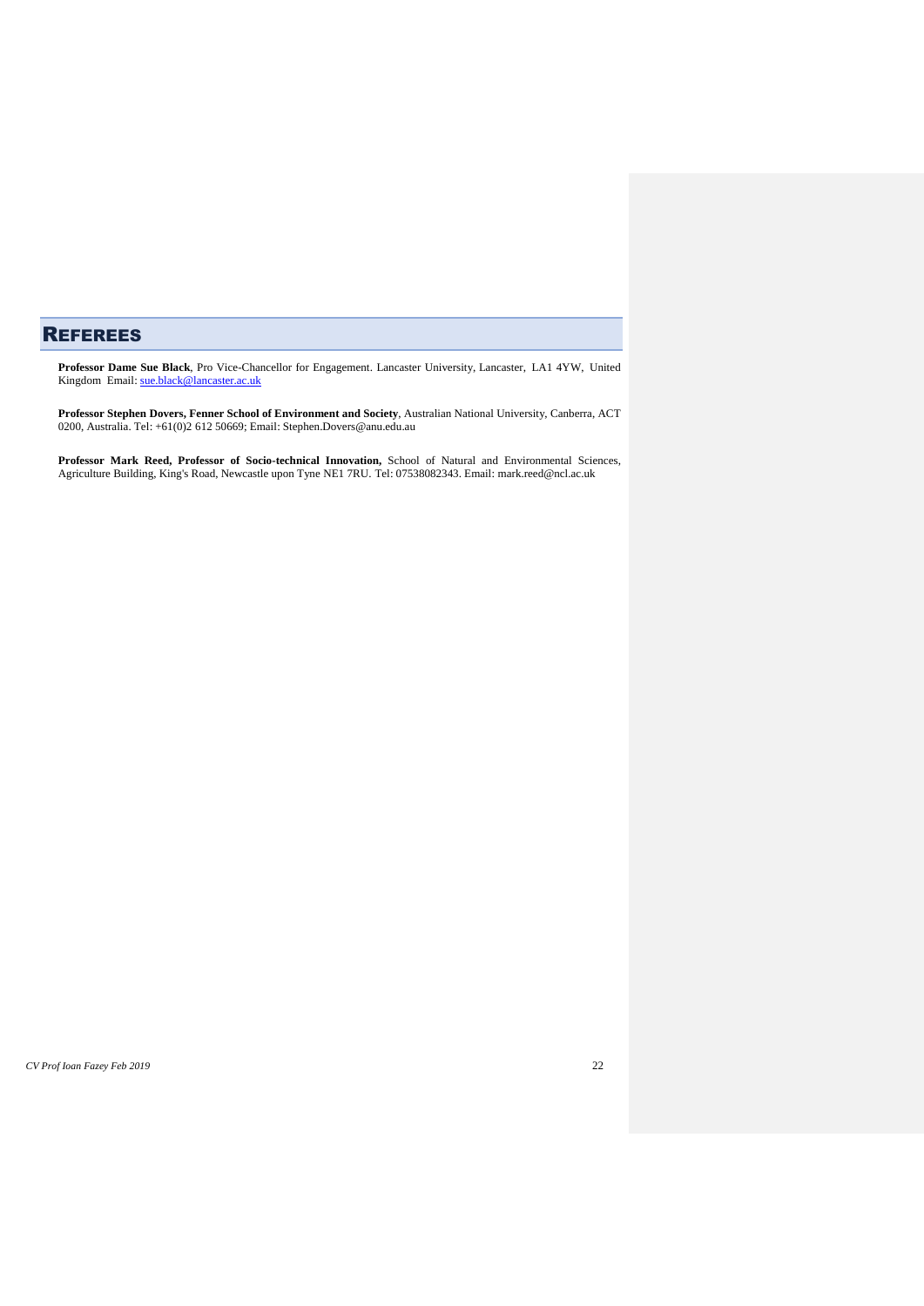## REFEREES

**Professor Dame Sue Black**, Pro Vice-Chancellor for Engagement. Lancaster University, Lancaster, LA1 4YW, United Kingdom Email: sue.black@lancaster.ac.uk

**Professor Stephen Dovers, Fenner School of Environment and Society**, Australian National University, Canberra, ACT 0200, Australia. Tel: +61(0)2 612 50669; Email: Stephen.Dovers@anu.edu.au

**Professor Mark Reed, Professor of Socio-technical Innovation,** School of Natural and Environmental Sciences, Agriculture Building, King's Road, Newcastle upon Tyne NE1 7RU. Tel: 07538082343. Email: mark.reed@ncl.ac.uk